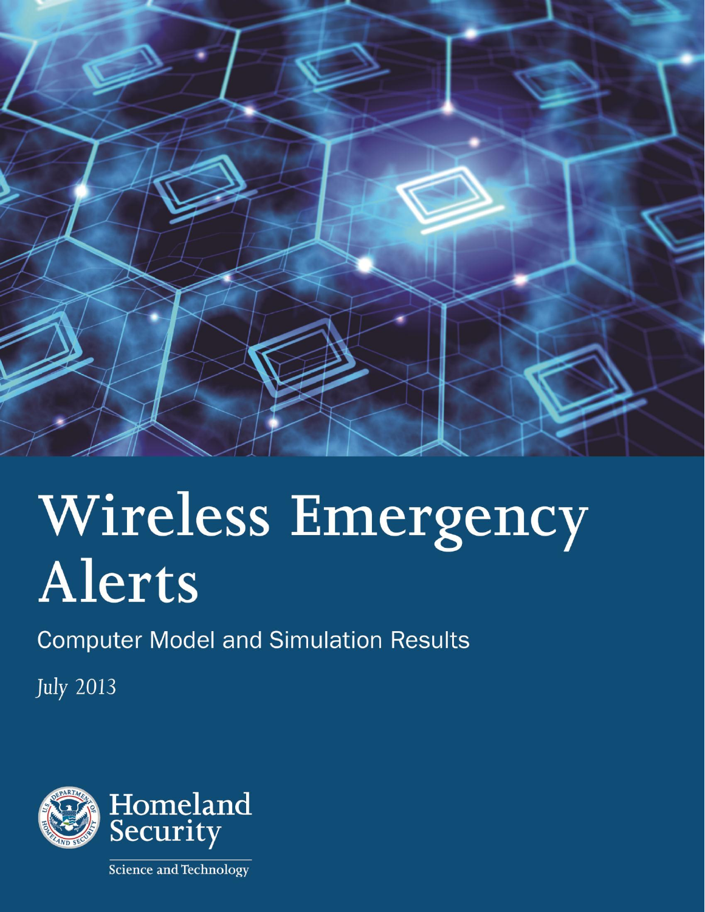# Wireless Emergency Alerts

Computer Model and Simulation Results

July 2013

Homeland Security

Science and Technology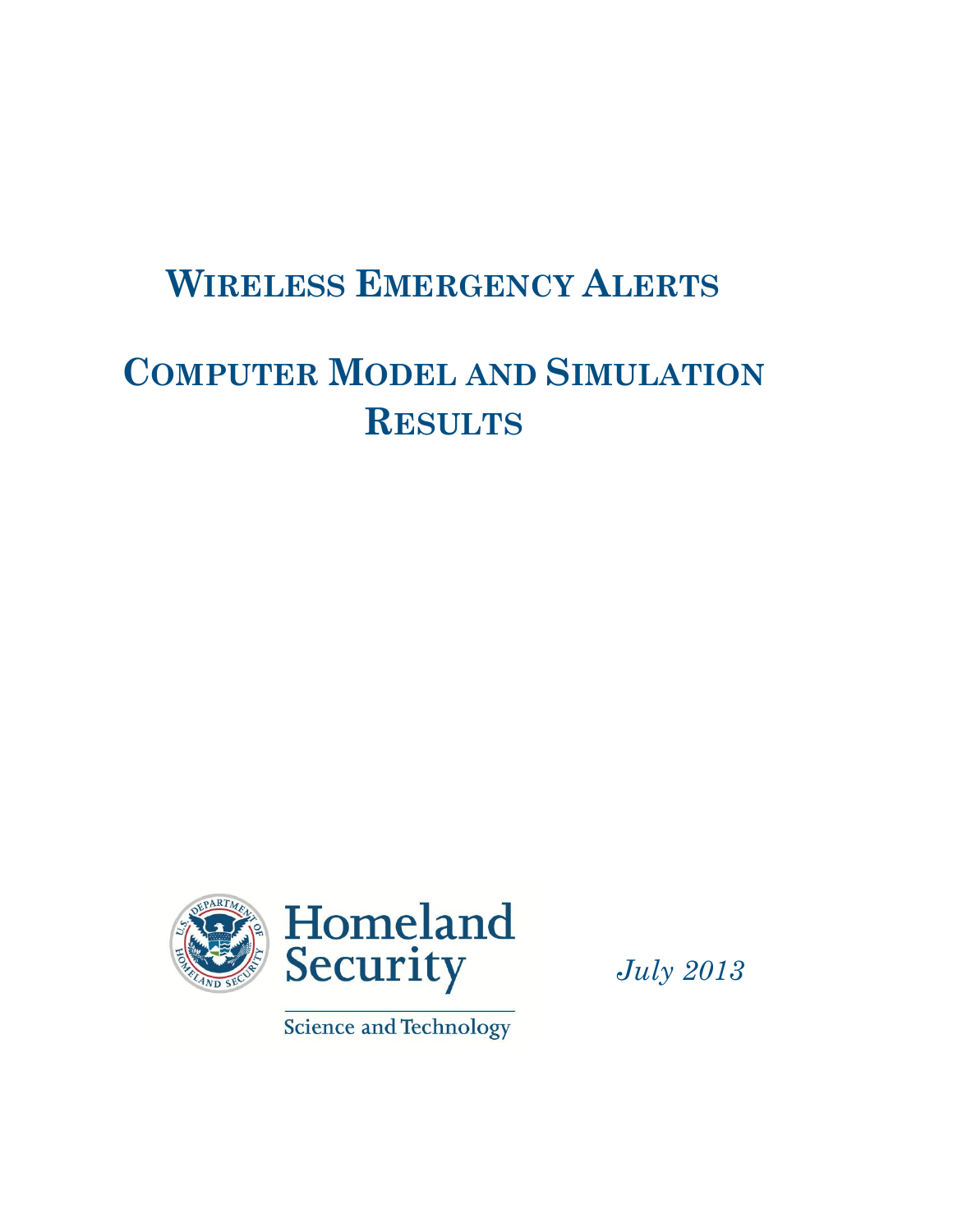# Wireless Emergency Alerts

# Computer Model and Simulation Results

Homeland Security

Science and Technology

*July 2013*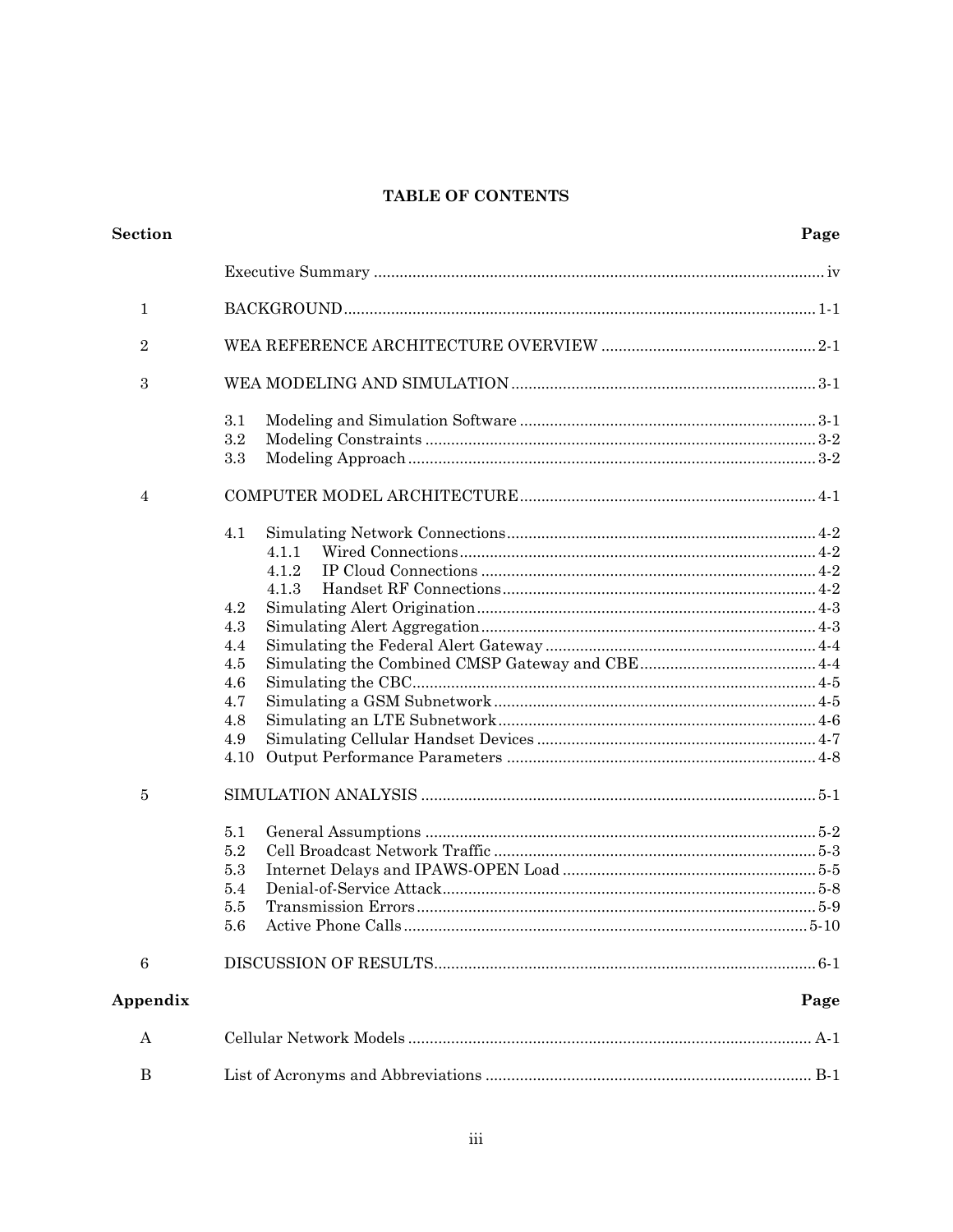# TABLE OF CONTENTS

| Section | | Page |
|---|---|---|
| | Executive Summary | iv |
| 1 | BACKGROUND | 1-1 |
| 2 | WEA REFERENCE ARCHITECTURE OVERVIEW | 2-1 |
| 3 | WEA MODELING AND SIMULATION | 3-1 |
| | 3.1 Modeling and Simulation Software | 3-1 |
| | 3.2 Modeling Constraints | 3-2 |
| | 3.3 Modeling Approach | 3-2 |
| 4 | COMPUTER MODEL ARCHITECTURE | 4-1 |
| | 4.1 Simulating Network Connections | 4-2 |
| | 4.1.1 Wired Connections | 4-2 |
| | 4.1.2 IP Cloud Connections | 4-2 |
| | 4.1.3 Handset RF Connections | 4-2 |
| | 4.2 Simulating Alert Origination | 4-3 |
| | 4.3 Simulating Alert Aggregation | 4-3 |
| | 4.4 Simulating the Federal Alert Gateway | 4-4 |
| | 4.5 Simulating the Combined CMSP Gateway and CBE | 4-4 |
| | 4.6 Simulating the CBC | 4-5 |
| | 4.7 Simulating a GSM Subnetwork | 4-5 |
| | 4.8 Simulating an LTE Subnetwork | 4-6 |
| | 4.9 Simulating Cellular Handset Devices | 4-7 |
| | 4.10 Output Performance Parameters | 4-8 |
| 5 | SIMULATION ANALYSIS | 5-1 |
| | 5.1 General Assumptions | 5-2 |
| | 5.2 Cell Broadcast Network Traffic | 5-3 |
| | 5.3 Internet Delays and IPAWS-OPEN Load | 5-5 |
| | 5.4 Denial-of-Service Attack | 5-8 |
| | 5.5 Transmission Errors | 5-9 |
| | 5.6 Active Phone Calls | 5-10 |
| 6 | DISCUSSION OF RESULTS | 6-1 |

| Appendix | | Page |
|---|---|---|
| A | Cellular Network Models | A-1 |
| B | List of Acronyms and Abbreviations | B-1 |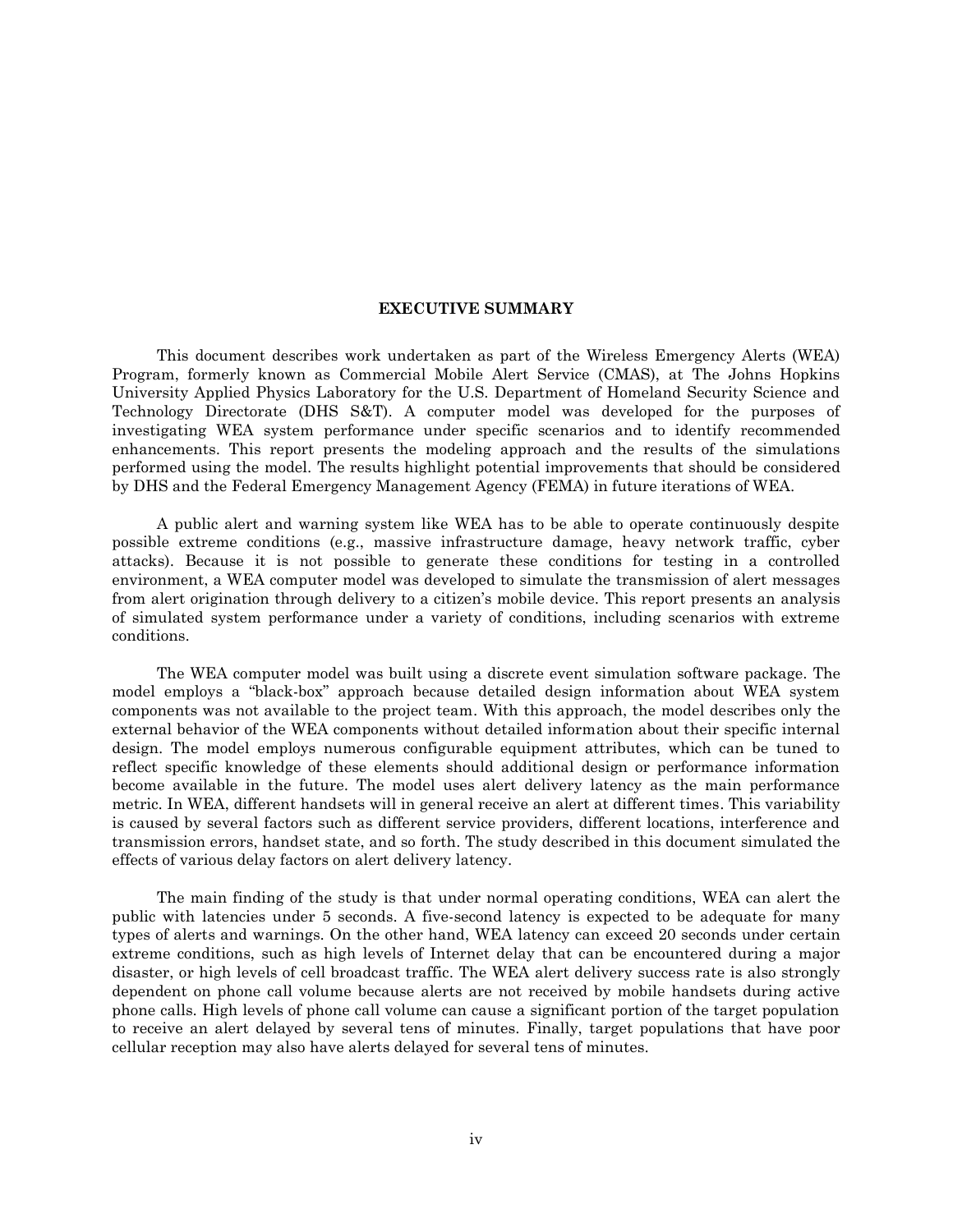# EXECUTIVE SUMMARY

This document describes work undertaken as part of the Wireless Emergency Alerts (WEA) Program, formerly known as Commercial Mobile Alert Service (CMAS), at The Johns Hopkins University Applied Physics Laboratory for the U.S. Department of Homeland Security Science and Technology Directorate (DHS S&T). A computer model was developed for the purposes of investigating WEA system performance under specific scenarios and to identify recommended enhancements. This report presents the modeling approach and the results of the simulations performed using the model. The results highlight potential improvements that should be considered by DHS and the Federal Emergency Management Agency (FEMA) in future iterations of WEA.

A public alert and warning system like WEA has to be able to operate continuously despite possible extreme conditions (e.g., massive infrastructure damage, heavy network traffic, cyber attacks). Because it is not possible to generate these conditions for testing in a controlled environment, a WEA computer model was developed to simulate the transmission of alert messages from alert origination through delivery to a citizen's mobile device. This report presents an analysis of simulated system performance under a variety of conditions, including scenarios with extreme conditions.

The WEA computer model was built using a discrete event simulation software package. The model employs a "black-box" approach because detailed design information about WEA system components was not available to the project team. With this approach, the model describes only the external behavior of the WEA components without detailed information about their specific internal design. The model employs numerous configurable equipment attributes, which can be tuned to reflect specific knowledge of these elements should additional design or performance information become available in the future. The model uses alert delivery latency as the main performance metric. In WEA, different handsets will in general receive an alert at different times. This variability is caused by several factors such as different service providers, different locations, interference and transmission errors, handset state, and so forth. The study described in this document simulated the effects of various delay factors on alert delivery latency.

The main finding of the study is that under normal operating conditions, WEA can alert the public with latencies under 5 seconds. A five-second latency is expected to be adequate for many types of alerts and warnings. On the other hand, WEA latency can exceed 20 seconds under certain extreme conditions, such as high levels of Internet delay that can be encountered during a major disaster, or high levels of cell broadcast traffic. The WEA alert delivery success rate is also strongly dependent on phone call volume because alerts are not received by mobile handsets during active phone calls. High levels of phone call volume can cause a significant portion of the target population to receive an alert delayed by several tens of minutes. Finally, target populations that have poor cellular reception may also have alerts delayed for several tens of minutes.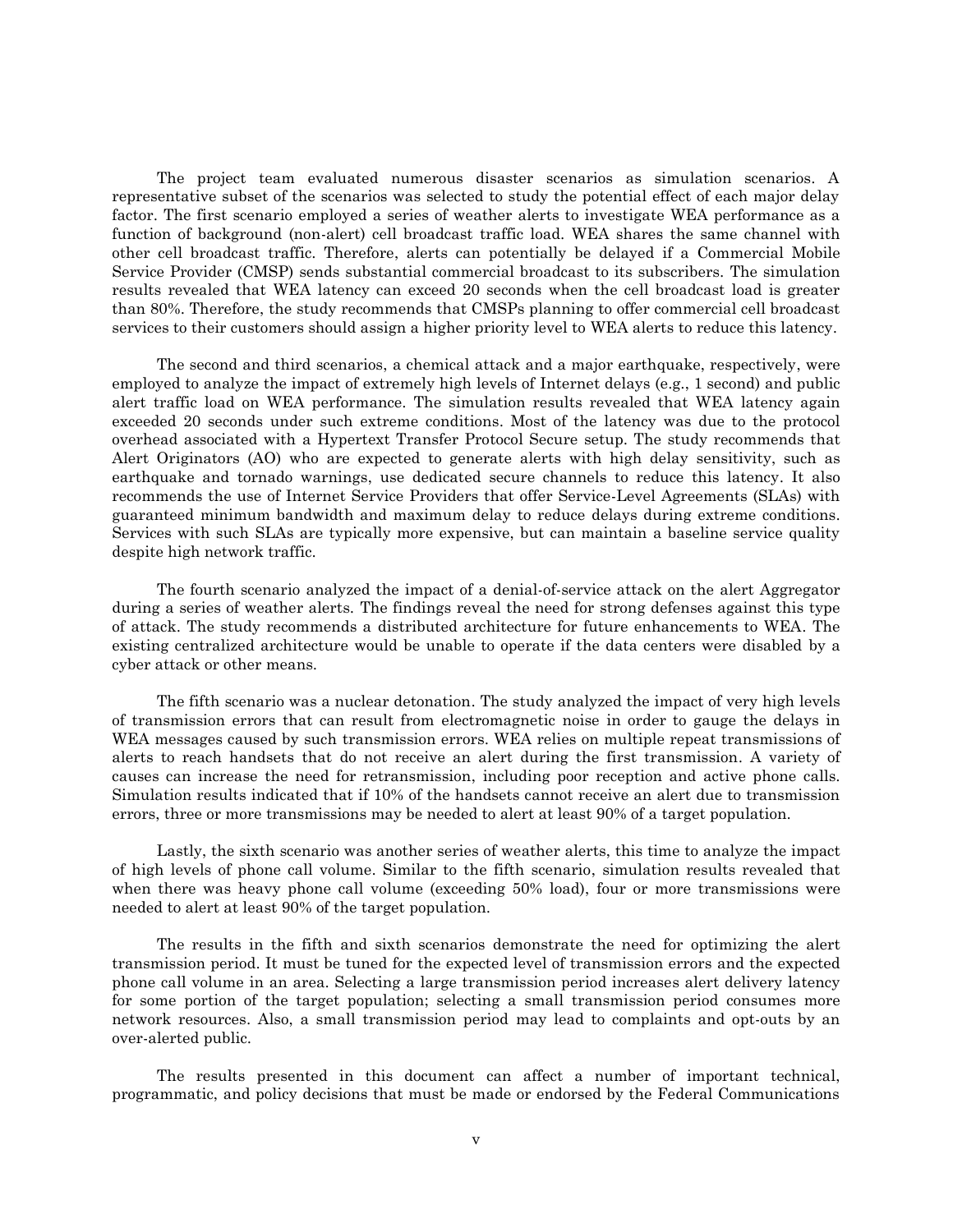The project team evaluated numerous disaster scenarios as simulation scenarios. A representative subset of the scenarios was selected to study the potential effect of each major delay factor. The first scenario employed a series of weather alerts to investigate WEA performance as a function of background (non-alert) cell broadcast traffic load. WEA shares the same channel with other cell broadcast traffic. Therefore, alerts can potentially be delayed if a Commercial Mobile Service Provider (CMSP) sends substantial commercial broadcast to its subscribers. The simulation results revealed that WEA latency can exceed 20 seconds when the cell broadcast load is greater than 80%. Therefore, the study recommends that CMSPs planning to offer commercial cell broadcast services to their customers should assign a higher priority level to WEA alerts to reduce this latency.

The second and third scenarios, a chemical attack and a major earthquake, respectively, were employed to analyze the impact of extremely high levels of Internet delays (e.g., 1 second) and public alert traffic load on WEA performance. The simulation results revealed that WEA latency again exceeded 20 seconds under such extreme conditions. Most of the latency was due to the protocol overhead associated with a Hypertext Transfer Protocol Secure setup. The study recommends that Alert Originators (AO) who are expected to generate alerts with high delay sensitivity, such as earthquake and tornado warnings, use dedicated secure channels to reduce this latency. It also recommends the use of Internet Service Providers that offer Service-Level Agreements (SLAs) with guaranteed minimum bandwidth and maximum delay to reduce delays during extreme conditions. Services with such SLAs are typically more expensive, but can maintain a baseline service quality despite high network traffic.

The fourth scenario analyzed the impact of a denial-of-service attack on the alert Aggregator during a series of weather alerts. The findings reveal the need for strong defenses against this type of attack. The study recommends a distributed architecture for future enhancements to WEA. The existing centralized architecture would be unable to operate if the data centers were disabled by a cyber attack or other means.

The fifth scenario was a nuclear detonation. The study analyzed the impact of very high levels of transmission errors that can result from electromagnetic noise in order to gauge the delays in WEA messages caused by such transmission errors. WEA relies on multiple repeat transmissions of alerts to reach handsets that do not receive an alert during the first transmission. A variety of causes can increase the need for retransmission, including poor reception and active phone calls. Simulation results indicated that if 10% of the handsets cannot receive an alert due to transmission errors, three or more transmissions may be needed to alert at least 90% of a target population.

Lastly, the sixth scenario was another series of weather alerts, this time to analyze the impact of high levels of phone call volume. Similar to the fifth scenario, simulation results revealed that when there was heavy phone call volume (exceeding 50% load), four or more transmissions were needed to alert at least 90% of the target population.

The results in the fifth and sixth scenarios demonstrate the need for optimizing the alert transmission period. It must be tuned for the expected level of transmission errors and the expected phone call volume in an area. Selecting a large transmission period increases alert delivery latency for some portion of the target population; selecting a small transmission period consumes more network resources. Also, a small transmission period may lead to complaints and opt-outs by an over-alerted public.

The results presented in this document can affect a number of important technical, programmatic, and policy decisions that must be made or endorsed by the Federal Communications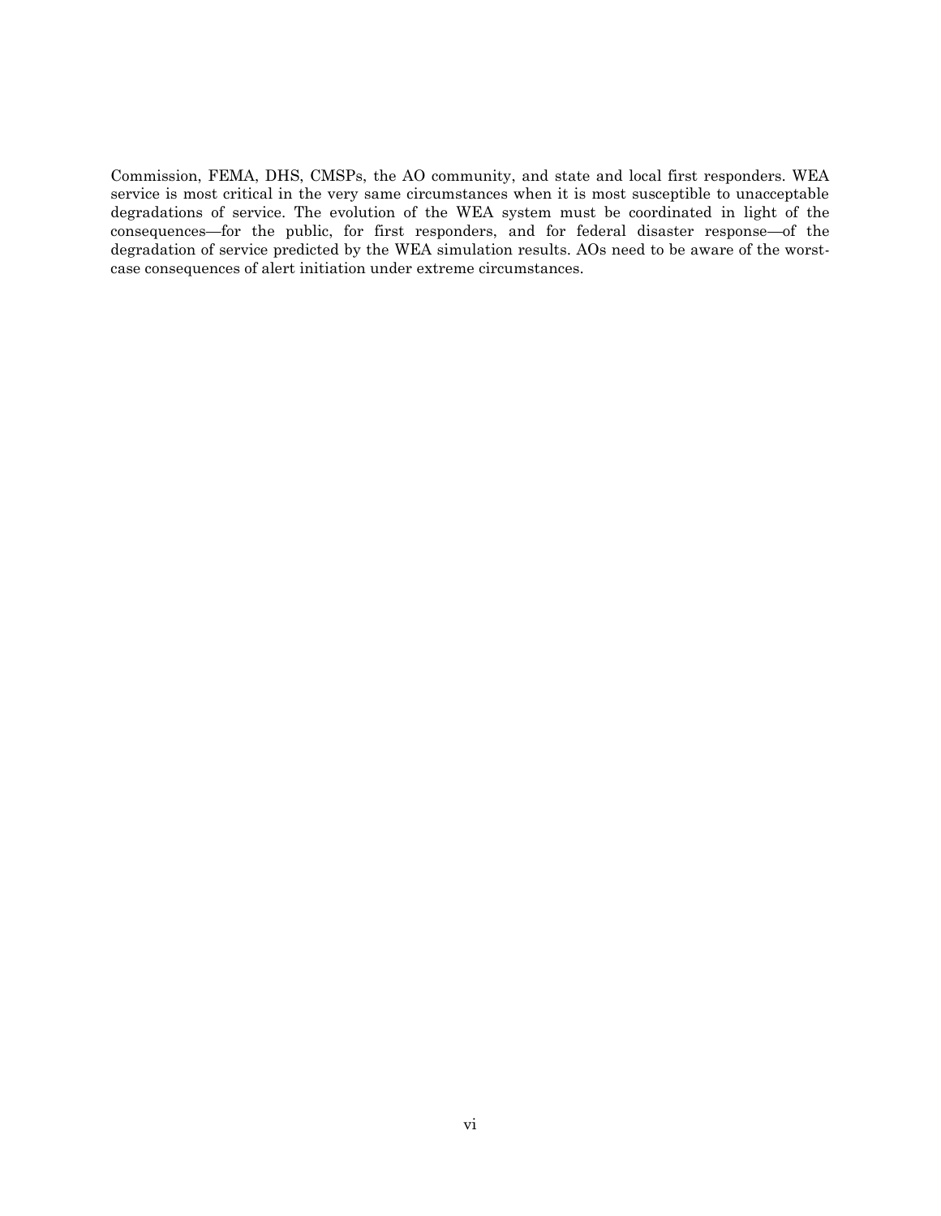Commission, FEMA, DHS, CMSPs, the AO community, and state and local first responders. WEA service is most critical in the very same circumstances when it is most susceptible to unacceptable degradations of service. The evolution of the WEA system must be coordinated in light of the consequences—for the public, for first responders, and for federal disaster response—of the degradation of service predicted by the WEA simulation results. AOs need to be aware of the worst-case consequences of alert initiation under extreme circumstances.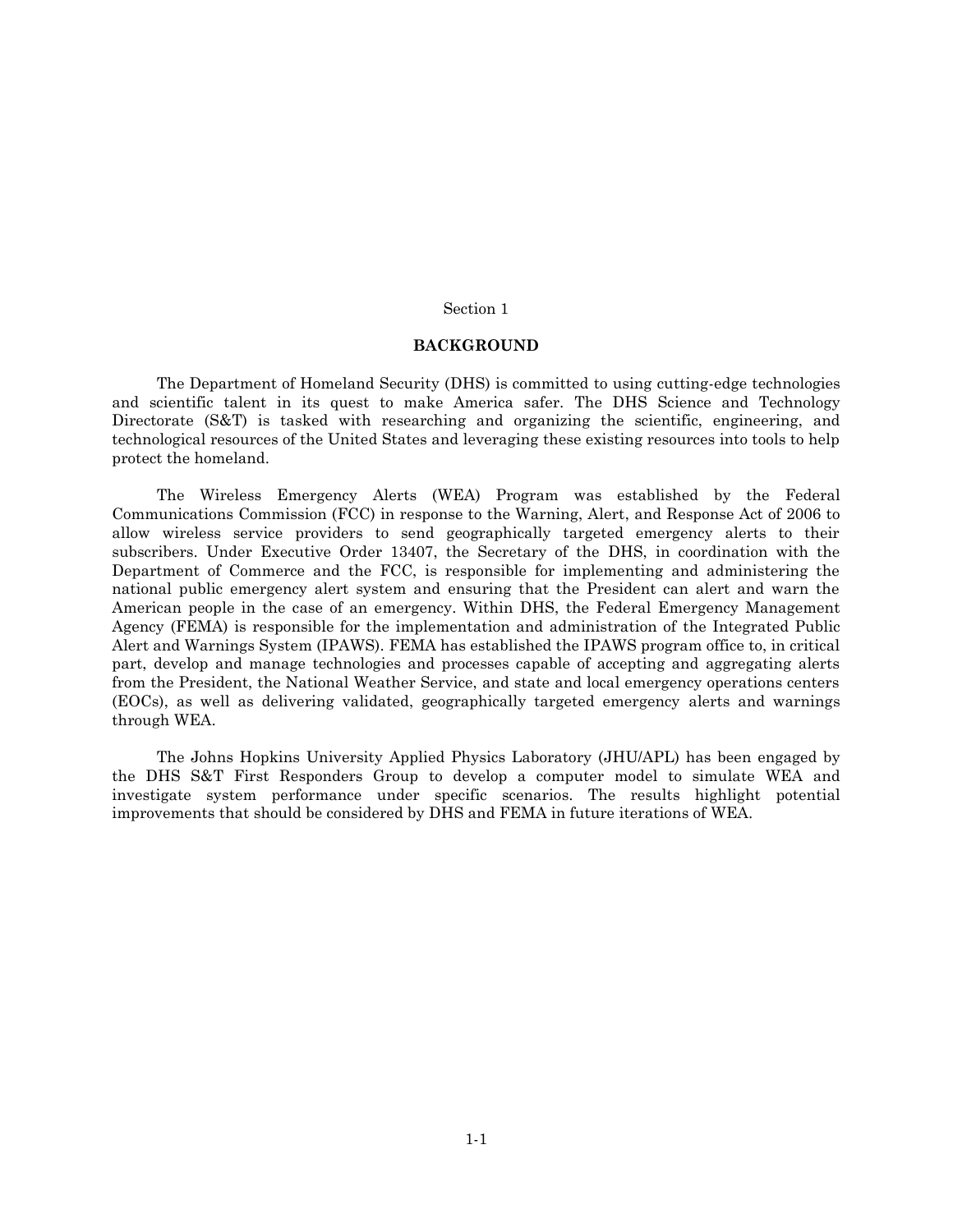Section 1

# BACKGROUND

The Department of Homeland Security (DHS) is committed to using cutting-edge technologies and scientific talent in its quest to make America safer. The DHS Science and Technology Directorate (S&T) is tasked with researching and organizing the scientific, engineering, and technological resources of the United States and leveraging these existing resources into tools to help protect the homeland.

The Wireless Emergency Alerts (WEA) Program was established by the Federal Communications Commission (FCC) in response to the Warning, Alert, and Response Act of 2006 to allow wireless service providers to send geographically targeted emergency alerts to their subscribers. Under Executive Order 13407, the Secretary of the DHS, in coordination with the Department of Commerce and the FCC, is responsible for implementing and administering the national public emergency alert system and ensuring that the President can alert and warn the American people in the case of an emergency. Within DHS, the Federal Emergency Management Agency (FEMA) is responsible for the implementation and administration of the Integrated Public Alert and Warnings System (IPAWS). FEMA has established the IPAWS program office to, in critical part, develop and manage technologies and processes capable of accepting and aggregating alerts from the President, the National Weather Service, and state and local emergency operations centers (EOCs), as well as delivering validated, geographically targeted emergency alerts and warnings through WEA.

The Johns Hopkins University Applied Physics Laboratory (JHU/APL) has been engaged by the DHS S&T First Responders Group to develop a computer model to simulate WEA and investigate system performance under specific scenarios. The results highlight potential improvements that should be considered by DHS and FEMA in future iterations of WEA.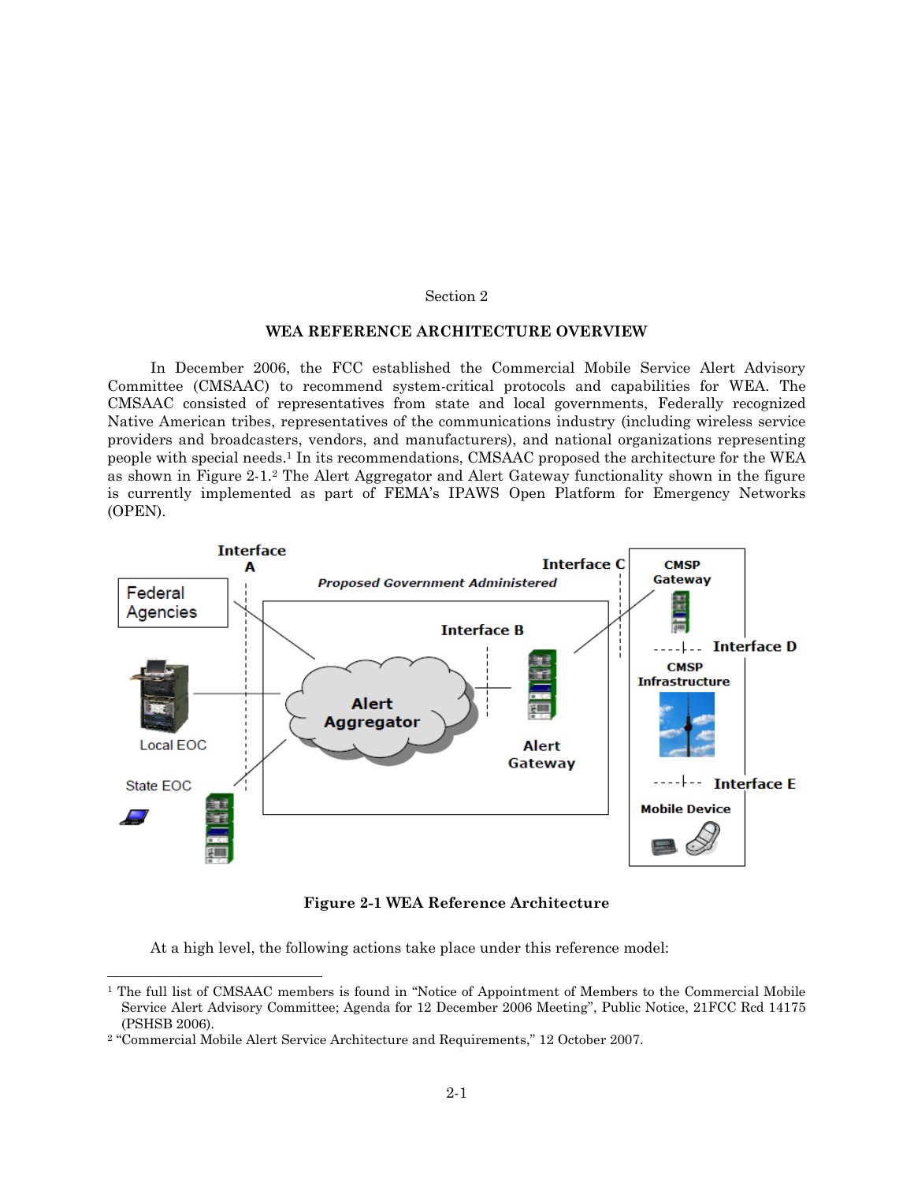Section 2

## WEA REFERENCE ARCHITECTURE OVERVIEW

In December 2006, the FCC established the Commercial Mobile Service Alert Advisory Committee (CMSAAC) to recommend system-critical protocols and capabilities for WEA. The CMSAAC consisted of representatives from state and local governments, Federally recognized Native American tribes, representatives of the communications industry (including wireless service providers and broadcasters, vendors, and manufacturers), and national organizations representing people with special needs.[1] In its recommendations, CMSAAC proposed the architecture for the WEA as shown in Figure 2-1.[2] The Alert Aggregator and Alert Gateway functionality shown in the figure is currently implemented as part of FEMA's IPAWS Open Platform for Emergency Networks (OPEN).

Interface A

Interface C

Proposed Government Administered

Federal Agencies

Interface B

CMSP Gateway

Interface D

CMSP Infrastructure

Local EOC

Alert Aggregator

Alert Gateway

State EOC

Interface E

Mobile Device

**Figure 2-1 WEA Reference Architecture**

At a high level, the following actions take place under this reference model:

[1] The full list of CMSAAC members is found in "Notice of Appointment of Members to the Commercial Mobile Service Alert Advisory Committee; Agenda for 12 December 2006 Meeting", Public Notice, 21FCC Rcd 14175 (PSHSB 2006).

[2] "Commercial Mobile Alert Service Architecture and Requirements," 12 October 2007.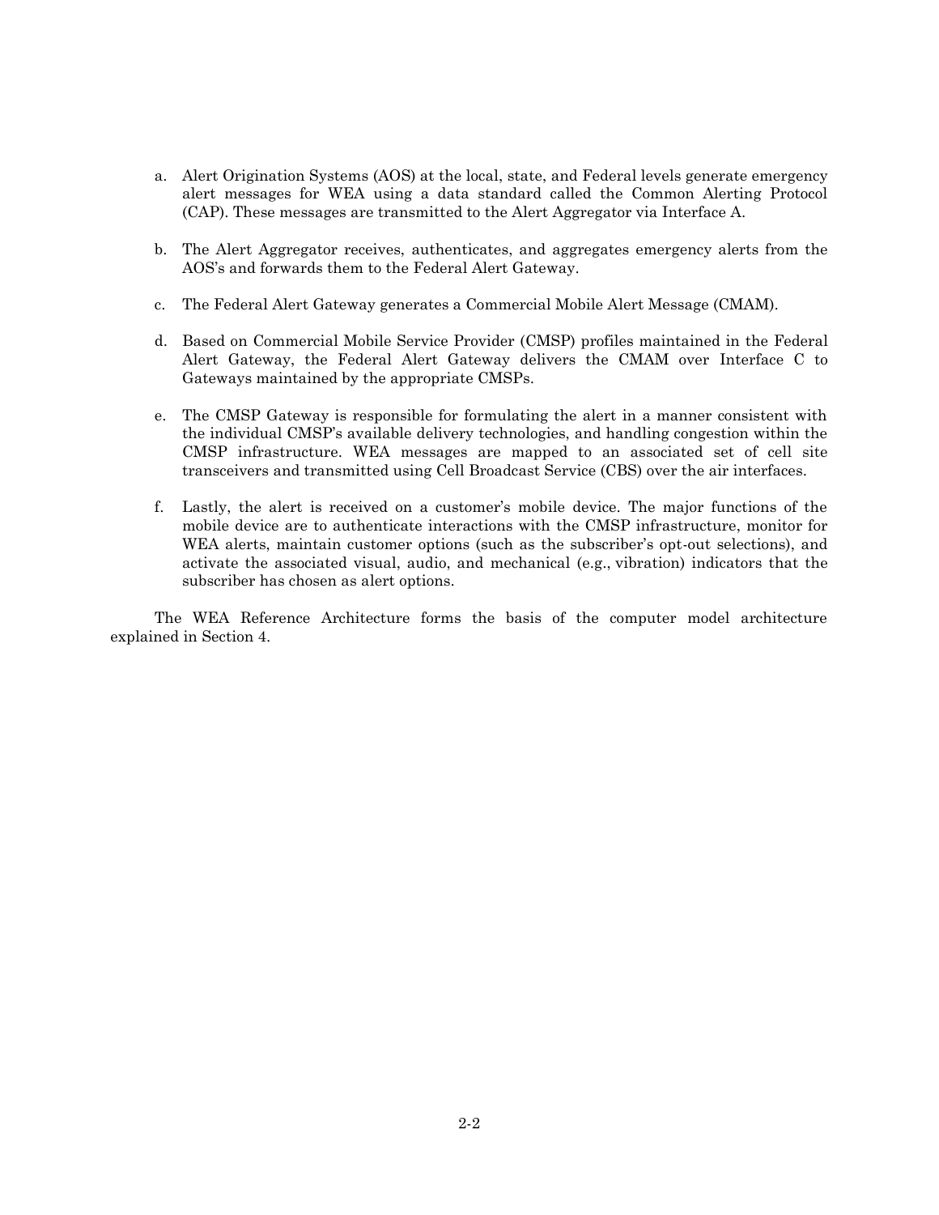a. Alert Origination Systems (AOS) at the local, state, and Federal levels generate emergency alert messages for WEA using a data standard called the Common Alerting Protocol (CAP). These messages are transmitted to the Alert Aggregator via Interface A.

b. The Alert Aggregator receives, authenticates, and aggregates emergency alerts from the AOS's and forwards them to the Federal Alert Gateway.

c. The Federal Alert Gateway generates a Commercial Mobile Alert Message (CMAM).

d. Based on Commercial Mobile Service Provider (CMSP) profiles maintained in the Federal Alert Gateway, the Federal Alert Gateway delivers the CMAM over Interface C to Gateways maintained by the appropriate CMSPs.

e. The CMSP Gateway is responsible for formulating the alert in a manner consistent with the individual CMSP's available delivery technologies, and handling congestion within the CMSP infrastructure. WEA messages are mapped to an associated set of cell site transceivers and transmitted using Cell Broadcast Service (CBS) over the air interfaces.

f. Lastly, the alert is received on a customer's mobile device. The major functions of the mobile device are to authenticate interactions with the CMSP infrastructure, monitor for WEA alerts, maintain customer options (such as the subscriber's opt-out selections), and activate the associated visual, audio, and mechanical (e.g., vibration) indicators that the subscriber has chosen as alert options.

The WEA Reference Architecture forms the basis of the computer model architecture explained in Section 4.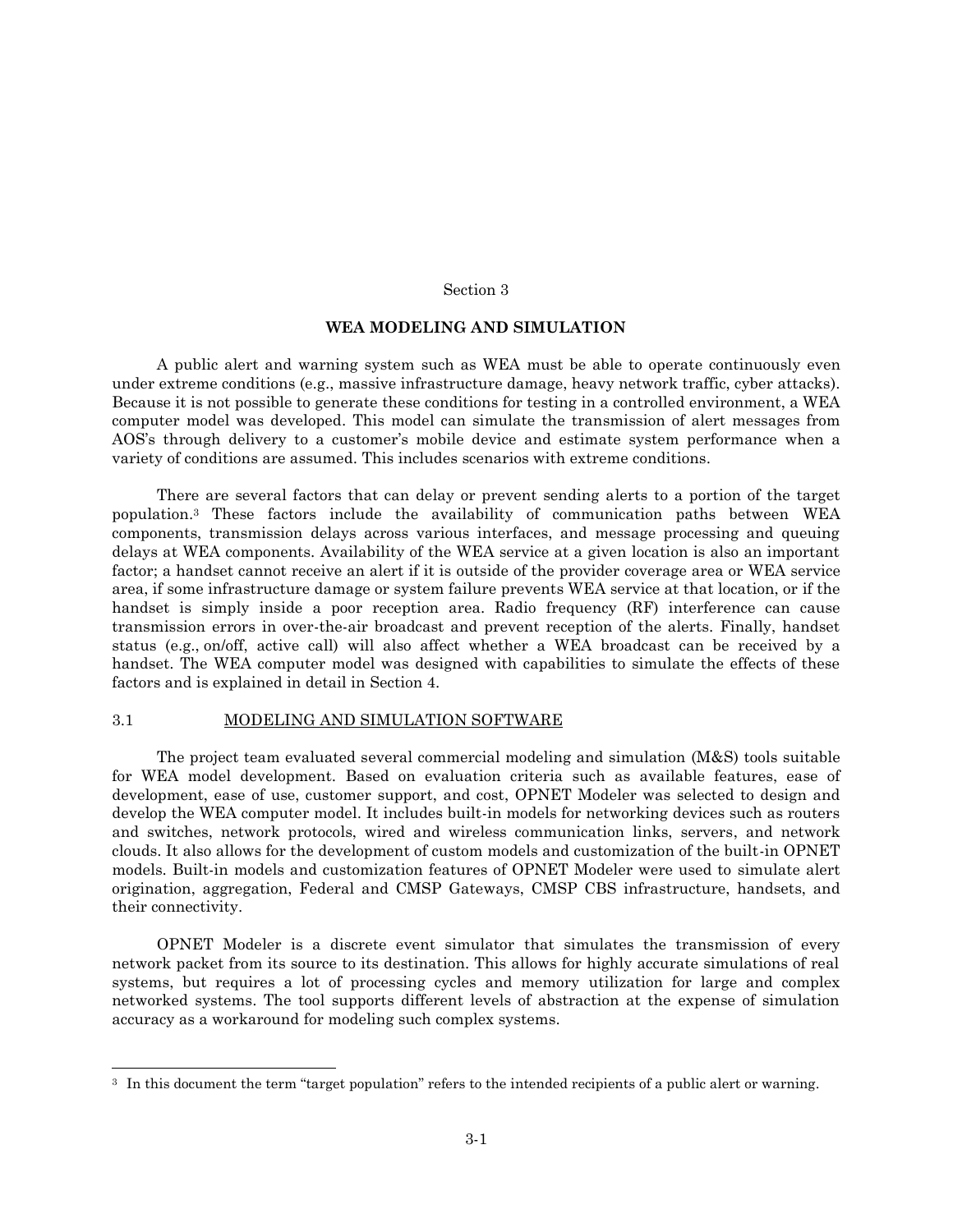# Section 3

## WEA MODELING AND SIMULATION

A public alert and warning system such as WEA must be able to operate continuously even under extreme conditions (e.g., massive infrastructure damage, heavy network traffic, cyber attacks). Because it is not possible to generate these conditions for testing in a controlled environment, a WEA computer model was developed. This model can simulate the transmission of alert messages from AOS's through delivery to a customer's mobile device and estimate system performance when a variety of conditions are assumed. This includes scenarios with extreme conditions.

There are several factors that can delay or prevent sending alerts to a portion of the target population.[3] These factors include the availability of communication paths between WEA components, transmission delays across various interfaces, and message processing and queuing delays at WEA components. Availability of the WEA service at a given location is also an important factor; a handset cannot receive an alert if it is outside of the provider coverage area or WEA service area, if some infrastructure damage or system failure prevents WEA service at that location, or if the handset is simply inside a poor reception area. Radio frequency (RF) interference can cause transmission errors in over-the-air broadcast and prevent reception of the alerts. Finally, handset status (e.g., on/off, active call) will also affect whether a WEA broadcast can be received by a handset. The WEA computer model was designed with capabilities to simulate the effects of these factors and is explained in detail in Section 4.

### 3.1 MODELING AND SIMULATION SOFTWARE

The project team evaluated several commercial modeling and simulation (M&S) tools suitable for WEA model development. Based on evaluation criteria such as available features, ease of development, ease of use, customer support, and cost, OPNET Modeler was selected to design and develop the WEA computer model. It includes built-in models for networking devices such as routers and switches, network protocols, wired and wireless communication links, servers, and network clouds. It also allows for the development of custom models and customization of the built-in OPNET models. Built-in models and customization features of OPNET Modeler were used to simulate alert origination, aggregation, Federal and CMSP Gateways, CMSP CBS infrastructure, handsets, and their connectivity.

OPNET Modeler is a discrete event simulator that simulates the transmission of every network packet from its source to its destination. This allows for highly accurate simulations of real systems, but requires a lot of processing cycles and memory utilization for large and complex networked systems. The tool supports different levels of abstraction at the expense of simulation accuracy as a workaround for modeling such complex systems.

[3] In this document the term "target population" refers to the intended recipients of a public alert or warning.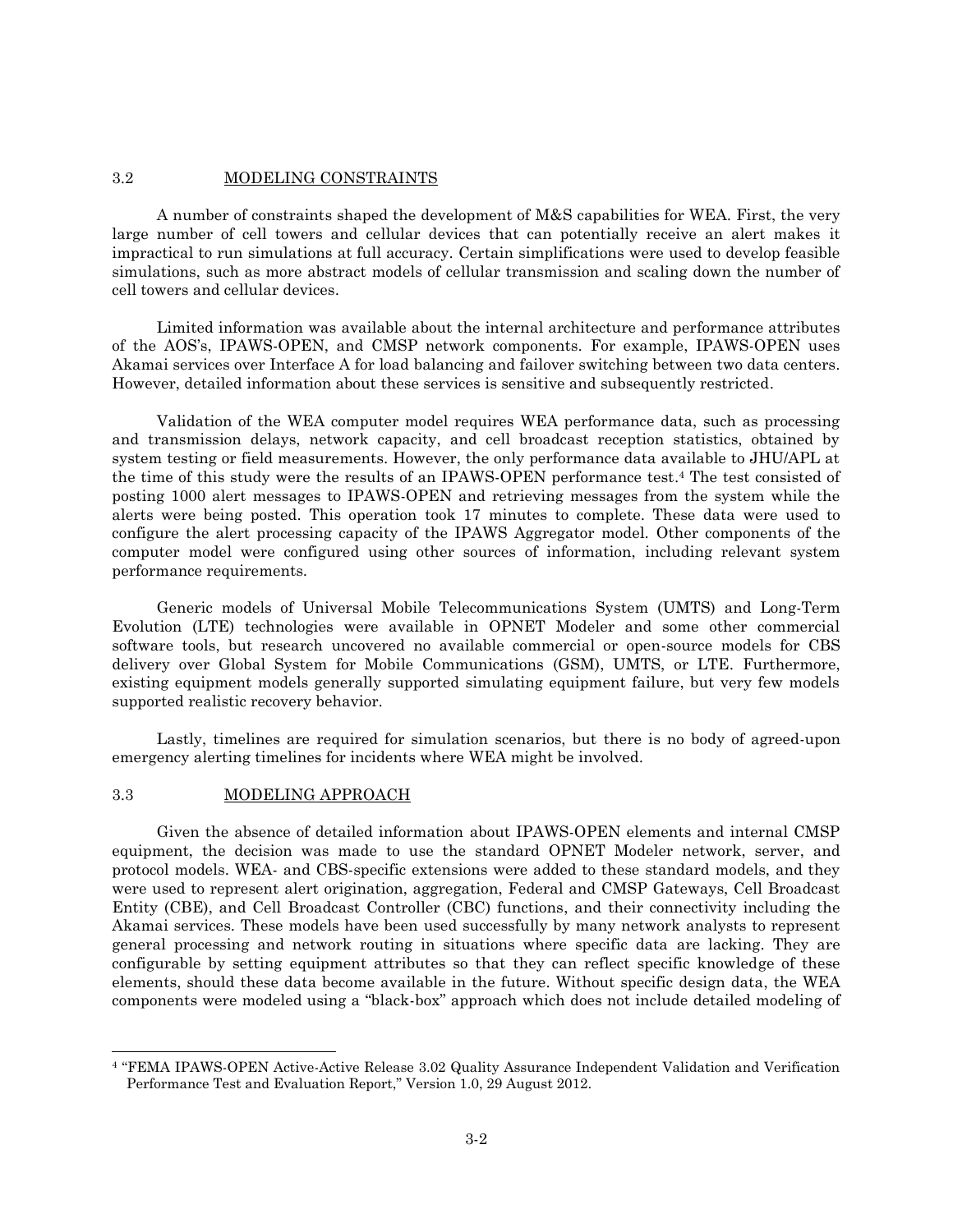## 3.2 MODELING CONSTRAINTS

A number of constraints shaped the development of M&S capabilities for WEA. First, the very large number of cell towers and cellular devices that can potentially receive an alert makes it impractical to run simulations at full accuracy. Certain simplifications were used to develop feasible simulations, such as more abstract models of cellular transmission and scaling down the number of cell towers and cellular devices.

Limited information was available about the internal architecture and performance attributes of the AOS's, IPAWS-OPEN, and CMSP network components. For example, IPAWS-OPEN uses Akamai services over Interface A for load balancing and failover switching between two data centers. However, detailed information about these services is sensitive and subsequently restricted.

Validation of the WEA computer model requires WEA performance data, such as processing and transmission delays, network capacity, and cell broadcast reception statistics, obtained by system testing or field measurements. However, the only performance data available to JHU/APL at the time of this study were the results of an IPAWS-OPEN performance test.[4] The test consisted of posting 1000 alert messages to IPAWS-OPEN and retrieving messages from the system while the alerts were being posted. This operation took 17 minutes to complete. These data were used to configure the alert processing capacity of the IPAWS Aggregator model. Other components of the computer model were configured using other sources of information, including relevant system performance requirements.

Generic models of Universal Mobile Telecommunications System (UMTS) and Long-Term Evolution (LTE) technologies were available in OPNET Modeler and some other commercial software tools, but research uncovered no available commercial or open-source models for CBS delivery over Global System for Mobile Communications (GSM), UMTS, or LTE. Furthermore, existing equipment models generally supported simulating equipment failure, but very few models supported realistic recovery behavior.

Lastly, timelines are required for simulation scenarios, but there is no body of agreed-upon emergency alerting timelines for incidents where WEA might be involved.

## 3.3 MODELING APPROACH

Given the absence of detailed information about IPAWS-OPEN elements and internal CMSP equipment, the decision was made to use the standard OPNET Modeler network, server, and protocol models. WEA- and CBS-specific extensions were added to these standard models, and they were used to represent alert origination, aggregation, Federal and CMSP Gateways, Cell Broadcast Entity (CBE), and Cell Broadcast Controller (CBC) functions, and their connectivity including the Akamai services. These models have been used successfully by many network analysts to represent general processing and network routing in situations where specific data are lacking. They are configurable by setting equipment attributes so that they can reflect specific knowledge of these elements, should these data become available in the future. Without specific design data, the WEA components were modeled using a "black-box" approach which does not include detailed modeling of

---

[4] "FEMA IPAWS-OPEN Active-Active Release 3.02 Quality Assurance Independent Validation and Verification Performance Test and Evaluation Report," Version 1.0, 29 August 2012.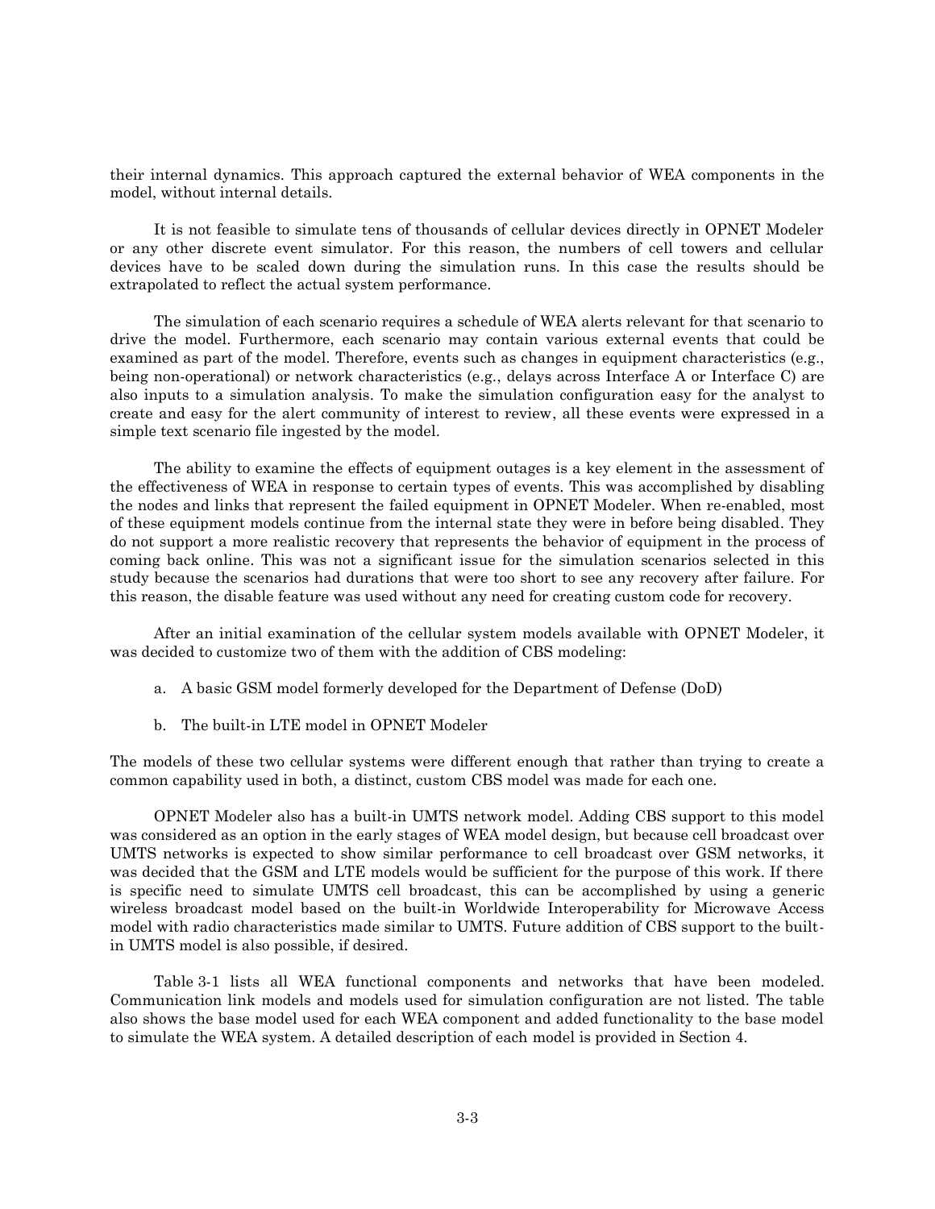their internal dynamics. This approach captured the external behavior of WEA components in the model, without internal details.

It is not feasible to simulate tens of thousands of cellular devices directly in OPNET Modeler or any other discrete event simulator. For this reason, the numbers of cell towers and cellular devices have to be scaled down during the simulation runs. In this case the results should be extrapolated to reflect the actual system performance.

The simulation of each scenario requires a schedule of WEA alerts relevant for that scenario to drive the model. Furthermore, each scenario may contain various external events that could be examined as part of the model. Therefore, events such as changes in equipment characteristics (e.g., being non-operational) or network characteristics (e.g., delays across Interface A or Interface C) are also inputs to a simulation analysis. To make the simulation configuration easy for the analyst to create and easy for the alert community of interest to review, all these events were expressed in a simple text scenario file ingested by the model.

The ability to examine the effects of equipment outages is a key element in the assessment of the effectiveness of WEA in response to certain types of events. This was accomplished by disabling the nodes and links that represent the failed equipment in OPNET Modeler. When re-enabled, most of these equipment models continue from the internal state they were in before being disabled. They do not support a more realistic recovery that represents the behavior of equipment in the process of coming back online. This was not a significant issue for the simulation scenarios selected in this study because the scenarios had durations that were too short to see any recovery after failure. For this reason, the disable feature was used without any need for creating custom code for recovery.

After an initial examination of the cellular system models available with OPNET Modeler, it was decided to customize two of them with the addition of CBS modeling:

a. A basic GSM model formerly developed for the Department of Defense (DoD)

b. The built-in LTE model in OPNET Modeler

The models of these two cellular systems were different enough that rather than trying to create a common capability used in both, a distinct, custom CBS model was made for each one.

OPNET Modeler also has a built-in UMTS network model. Adding CBS support to this model was considered as an option in the early stages of WEA model design, but because cell broadcast over UMTS networks is expected to show similar performance to cell broadcast over GSM networks, it was decided that the GSM and LTE models would be sufficient for the purpose of this work. If there is specific need to simulate UMTS cell broadcast, this can be accomplished by using a generic wireless broadcast model based on the built-in Worldwide Interoperability for Microwave Access model with radio characteristics made similar to UMTS. Future addition of CBS support to the built-in UMTS model is also possible, if desired.

Table 3-1 lists all WEA functional components and networks that have been modeled. Communication link models and models used for simulation configuration are not listed. The table also shows the base model used for each WEA component and added functionality to the base model to simulate the WEA system. A detailed description of each model is provided in Section 4.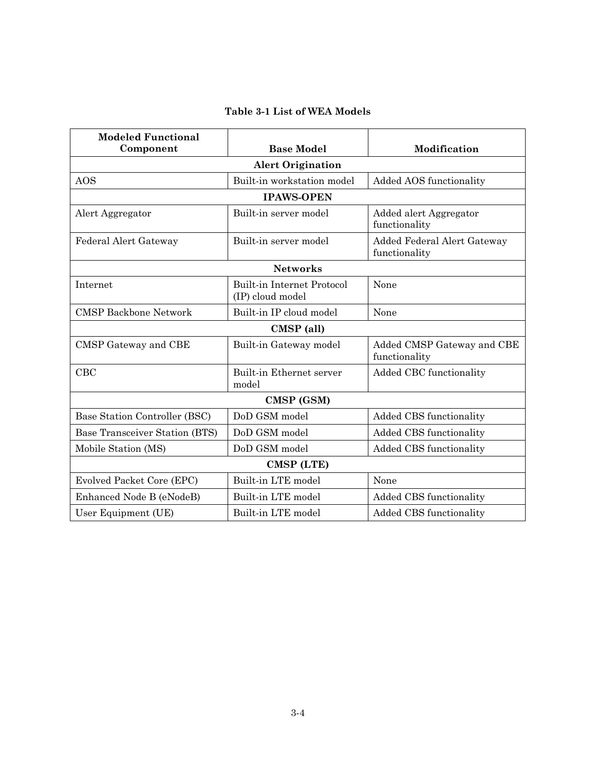**Table 3-1 List of WEA Models**

| Modeled Functional Component | Base Model | Modification |
|---|---|---|
| **Alert Origination** | | |
| AOS | Built-in workstation model | Added AOS functionality |
| **IPAWS-OPEN** | | |
| Alert Aggregator | Built-in server model | Added alert Aggregator functionality |
| Federal Alert Gateway | Built-in server model | Added Federal Alert Gateway functionality |
| **Networks** | | |
| Internet | Built-in Internet Protocol (IP) cloud model | None |
| CMSP Backbone Network | Built-in IP cloud model | None |
| **CMSP (all)** | | |
| CMSP Gateway and CBE | Built-in Gateway model | Added CMSP Gateway and CBE functionality |
| CBC | Built-in Ethernet server model | Added CBC functionality |
| **CMSP (GSM)** | | |
| Base Station Controller (BSC) | DoD GSM model | Added CBS functionality |
| Base Transceiver Station (BTS) | DoD GSM model | Added CBS functionality |
| Mobile Station (MS) | DoD GSM model | Added CBS functionality |
| **CMSP (LTE)** | | |
| Evolved Packet Core (EPC) | Built-in LTE model | None |
| Enhanced Node B (eNodeB) | Built-in LTE model | Added CBS functionality |
| User Equipment (UE) | Built-in LTE model | Added CBS functionality |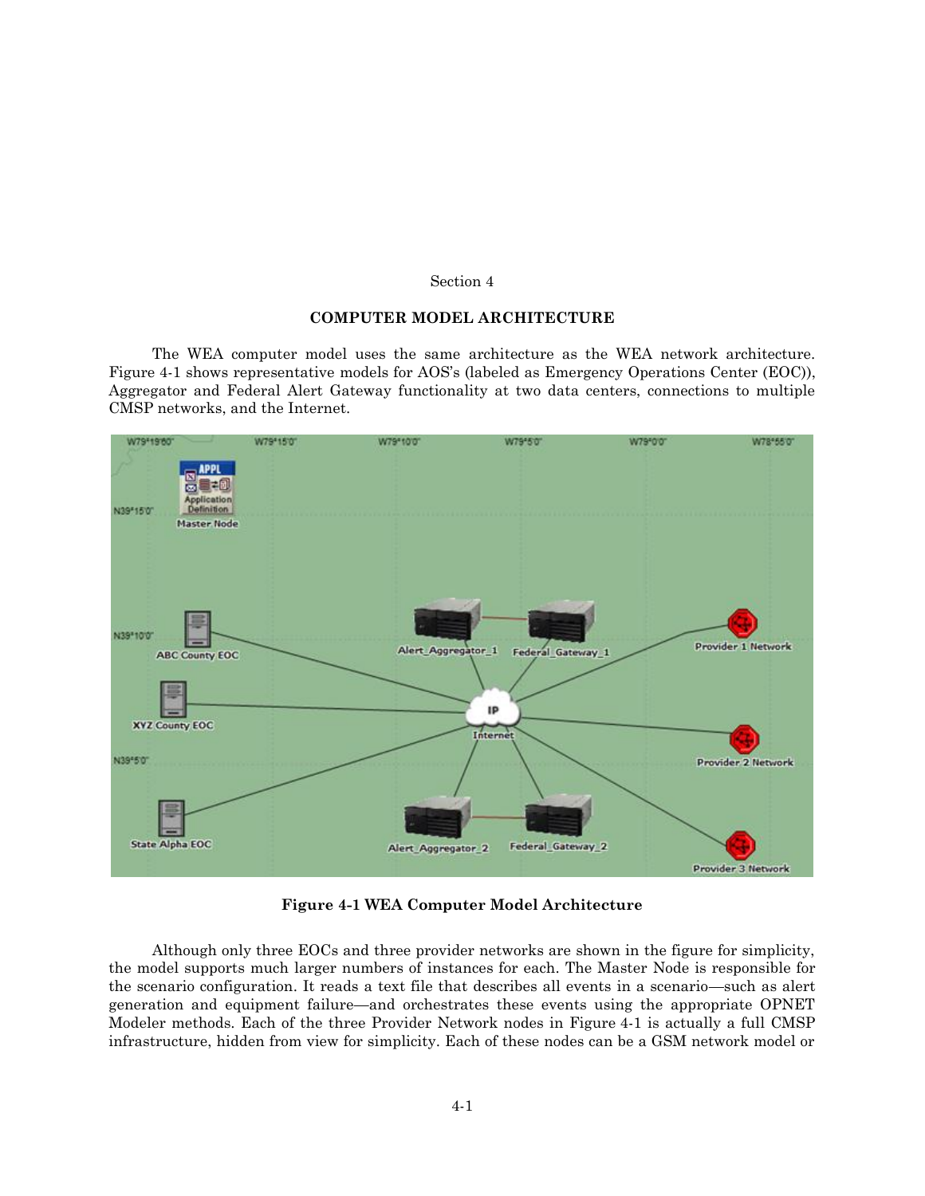Section 4

# COMPUTER MODEL ARCHITECTURE

The WEA computer model uses the same architecture as the WEA network architecture. Figure 4-1 shows representative models for AOS's (labeled as Emergency Operations Center (EOC)), Aggregator and Federal Alert Gateway functionality at two data centers, connections to multiple CMSP networks, and the Internet.

W79°19'60"
W79°15'0"
W79°10'0"
W79°5'0"
W79°0'0"
W78°55'0"
N39°15'0"
N39°10'0"
N39°5'0"
APPL
Application Definition
Master Node
ABC County EOC
XYZ County EOC
State Alpha EOC
Alert_Aggregator_1
Federal_Gateway_1
IP
Internet
Alert_Aggregator_2
Federal_Gateway_2
Provider 1 Network
Provider 2 Network
Provider 3 Network

**Figure 4-1 WEA Computer Model Architecture**

Although only three EOCs and three provider networks are shown in the figure for simplicity, the model supports much larger numbers of instances for each. The Master Node is responsible for the scenario configuration. It reads a text file that describes all events in a scenario—such as alert generation and equipment failure—and orchestrates these events using the appropriate OPNET Modeler methods. Each of the three Provider Network nodes in Figure 4-1 is actually a full CMSP infrastructure, hidden from view for simplicity. Each of these nodes can be a GSM network model or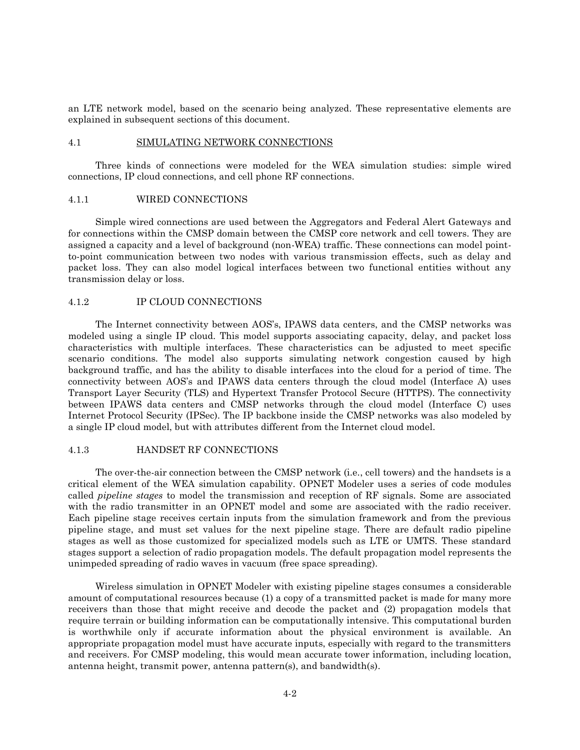an LTE network model, based on the scenario being analyzed. These representative elements are explained in subsequent sections of this document.

## 4.1 SIMULATING NETWORK CONNECTIONS

Three kinds of connections were modeled for the WEA simulation studies: simple wired connections, IP cloud connections, and cell phone RF connections.

### 4.1.1 WIRED CONNECTIONS

Simple wired connections are used between the Aggregators and Federal Alert Gateways and for connections within the CMSP domain between the CMSP core network and cell towers. They are assigned a capacity and a level of background (non-WEA) traffic. These connections can model point-to-point communication between two nodes with various transmission effects, such as delay and packet loss. They can also model logical interfaces between two functional entities without any transmission delay or loss.

### 4.1.2 IP CLOUD CONNECTIONS

The Internet connectivity between AOS's, IPAWS data centers, and the CMSP networks was modeled using a single IP cloud. This model supports associating capacity, delay, and packet loss characteristics with multiple interfaces. These characteristics can be adjusted to meet specific scenario conditions. The model also supports simulating network congestion caused by high background traffic, and has the ability to disable interfaces into the cloud for a period of time. The connectivity between AOS's and IPAWS data centers through the cloud model (Interface A) uses Transport Layer Security (TLS) and Hypertext Transfer Protocol Secure (HTTPS). The connectivity between IPAWS data centers and CMSP networks through the cloud model (Interface C) uses Internet Protocol Security (IPSec). The IP backbone inside the CMSP networks was also modeled by a single IP cloud model, but with attributes different from the Internet cloud model.

### 4.1.3 HANDSET RF CONNECTIONS

The over-the-air connection between the CMSP network (i.e., cell towers) and the handsets is a critical element of the WEA simulation capability. OPNET Modeler uses a series of code modules called *pipeline stages* to model the transmission and reception of RF signals. Some are associated with the radio transmitter in an OPNET model and some are associated with the radio receiver. Each pipeline stage receives certain inputs from the simulation framework and from the previous pipeline stage, and must set values for the next pipeline stage. There are default radio pipeline stages as well as those customized for specialized models such as LTE or UMTS. These standard stages support a selection of radio propagation models. The default propagation model represents the unimpeded spreading of radio waves in vacuum (free space spreading).

Wireless simulation in OPNET Modeler with existing pipeline stages consumes a considerable amount of computational resources because (1) a copy of a transmitted packet is made for many more receivers than those that might receive and decode the packet and (2) propagation models that require terrain or building information can be computationally intensive. This computational burden is worthwhile only if accurate information about the physical environment is available. An appropriate propagation model must have accurate inputs, especially with regard to the transmitters and receivers. For CMSP modeling, this would mean accurate tower information, including location, antenna height, transmit power, antenna pattern(s), and bandwidth(s).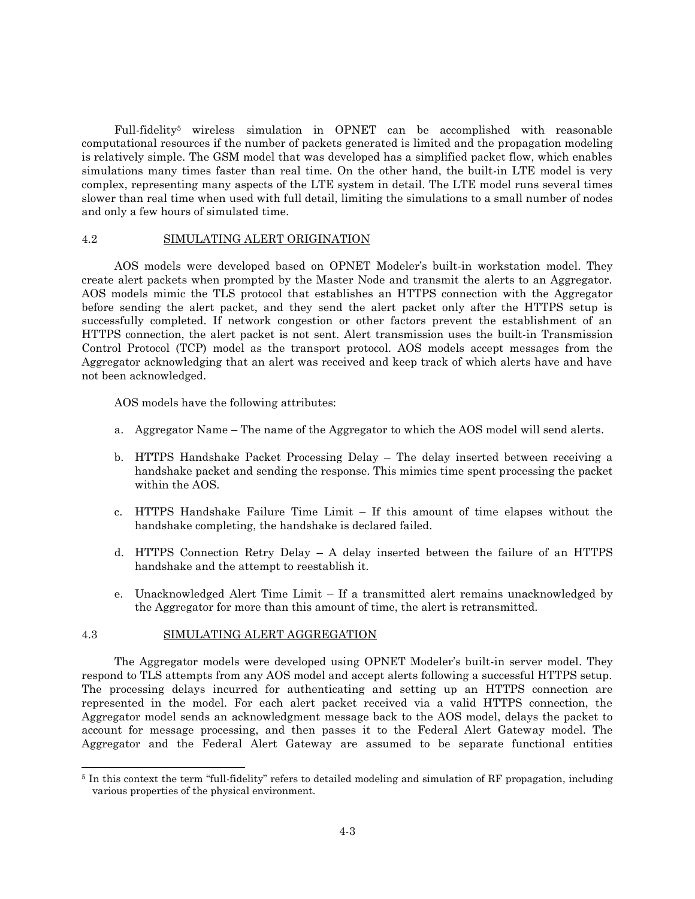Full-fidelity[5] wireless simulation in OPNET can be accomplished with reasonable computational resources if the number of packets generated is limited and the propagation modeling is relatively simple. The GSM model that was developed has a simplified packet flow, which enables simulations many times faster than real time. On the other hand, the built-in LTE model is very complex, representing many aspects of the LTE system in detail. The LTE model runs several times slower than real time when used with full detail, limiting the simulations to a small number of nodes and only a few hours of simulated time.

## 4.2 SIMULATING ALERT ORIGINATION

AOS models were developed based on OPNET Modeler's built-in workstation model. They create alert packets when prompted by the Master Node and transmit the alerts to an Aggregator. AOS models mimic the TLS protocol that establishes an HTTPS connection with the Aggregator before sending the alert packet, and they send the alert packet only after the HTTPS setup is successfully completed. If network congestion or other factors prevent the establishment of an HTTPS connection, the alert packet is not sent. Alert transmission uses the built-in Transmission Control Protocol (TCP) model as the transport protocol. AOS models accept messages from the Aggregator acknowledging that an alert was received and keep track of which alerts have and have not been acknowledged.

AOS models have the following attributes:

a. Aggregator Name – The name of the Aggregator to which the AOS model will send alerts.

b. HTTPS Handshake Packet Processing Delay – The delay inserted between receiving a handshake packet and sending the response. This mimics time spent processing the packet within the AOS.

c. HTTPS Handshake Failure Time Limit – If this amount of time elapses without the handshake completing, the handshake is declared failed.

d. HTTPS Connection Retry Delay – A delay inserted between the failure of an HTTPS handshake and the attempt to reestablish it.

e. Unacknowledged Alert Time Limit – If a transmitted alert remains unacknowledged by the Aggregator for more than this amount of time, the alert is retransmitted.

## 4.3 SIMULATING ALERT AGGREGATION

The Aggregator models were developed using OPNET Modeler's built-in server model. They respond to TLS attempts from any AOS model and accept alerts following a successful HTTPS setup. The processing delays incurred for authenticating and setting up an HTTPS connection are represented in the model. For each alert packet received via a valid HTTPS connection, the Aggregator model sends an acknowledgment message back to the AOS model, delays the packet to account for message processing, and then passes it to the Federal Alert Gateway model. The Aggregator and the Federal Alert Gateway are assumed to be separate functional entities

[5] In this context the term "full-fidelity" refers to detailed modeling and simulation of RF propagation, including various properties of the physical environment.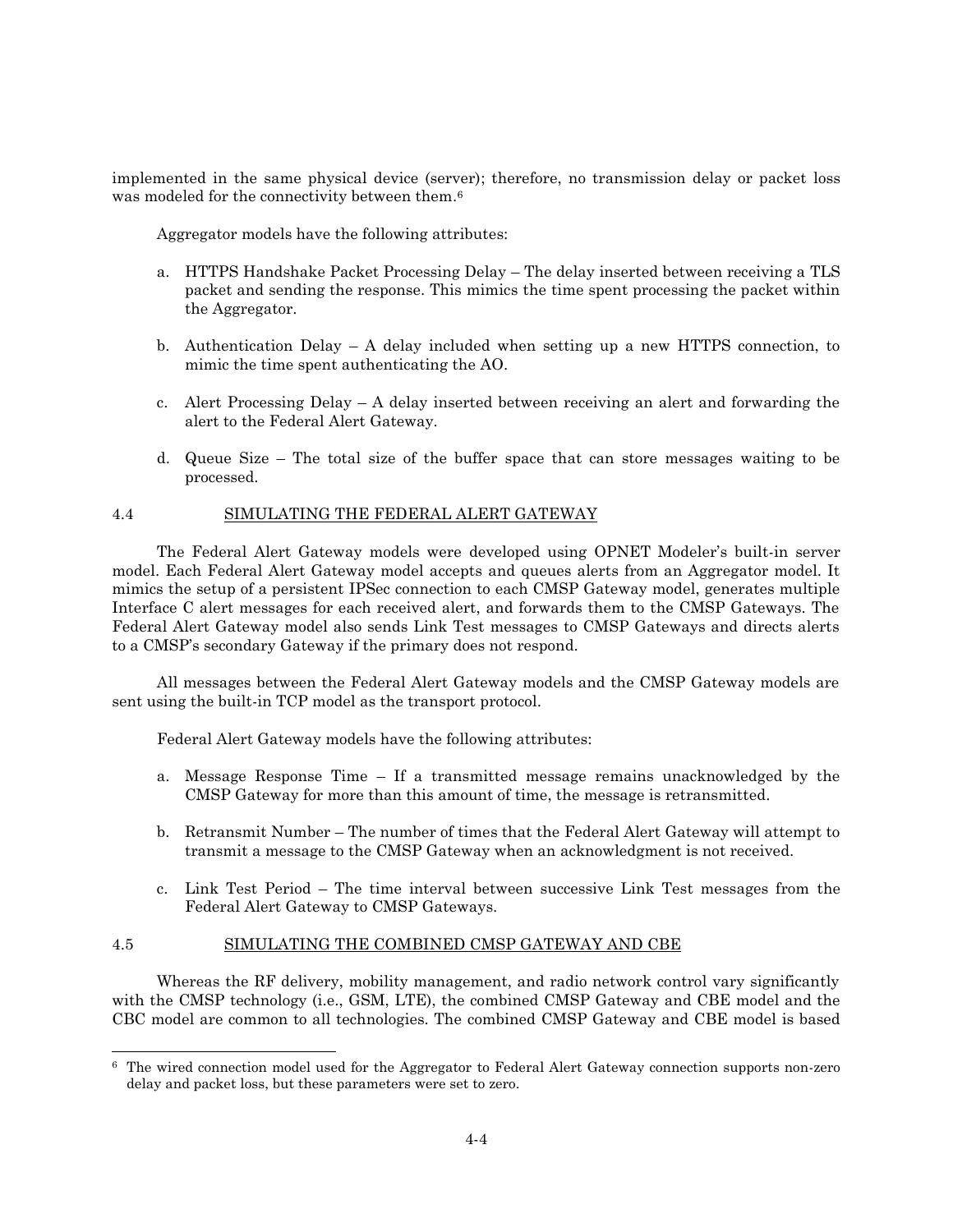implemented in the same physical device (server); therefore, no transmission delay or packet loss was modeled for the connectivity between them.[6]

Aggregator models have the following attributes:

a. HTTPS Handshake Packet Processing Delay – The delay inserted between receiving a TLS packet and sending the response. This mimics the time spent processing the packet within the Aggregator.

b. Authentication Delay – A delay included when setting up a new HTTPS connection, to mimic the time spent authenticating the AO.

c. Alert Processing Delay – A delay inserted between receiving an alert and forwarding the alert to the Federal Alert Gateway.

d. Queue Size – The total size of the buffer space that can store messages waiting to be processed.

## 4.4 SIMULATING THE FEDERAL ALERT GATEWAY

The Federal Alert Gateway models were developed using OPNET Modeler's built-in server model. Each Federal Alert Gateway model accepts and queues alerts from an Aggregator model. It mimics the setup of a persistent IPSec connection to each CMSP Gateway model, generates multiple Interface C alert messages for each received alert, and forwards them to the CMSP Gateways. The Federal Alert Gateway model also sends Link Test messages to CMSP Gateways and directs alerts to a CMSP's secondary Gateway if the primary does not respond.

All messages between the Federal Alert Gateway models and the CMSP Gateway models are sent using the built-in TCP model as the transport protocol.

Federal Alert Gateway models have the following attributes:

a. Message Response Time – If a transmitted message remains unacknowledged by the CMSP Gateway for more than this amount of time, the message is retransmitted.

b. Retransmit Number – The number of times that the Federal Alert Gateway will attempt to transmit a message to the CMSP Gateway when an acknowledgment is not received.

c. Link Test Period – The time interval between successive Link Test messages from the Federal Alert Gateway to CMSP Gateways.

## 4.5 SIMULATING THE COMBINED CMSP GATEWAY AND CBE

Whereas the RF delivery, mobility management, and radio network control vary significantly with the CMSP technology (i.e., GSM, LTE), the combined CMSP Gateway and CBE model and the CBC model are common to all technologies. The combined CMSP Gateway and CBE model is based

[6] The wired connection model used for the Aggregator to Federal Alert Gateway connection supports non-zero delay and packet loss, but these parameters were set to zero.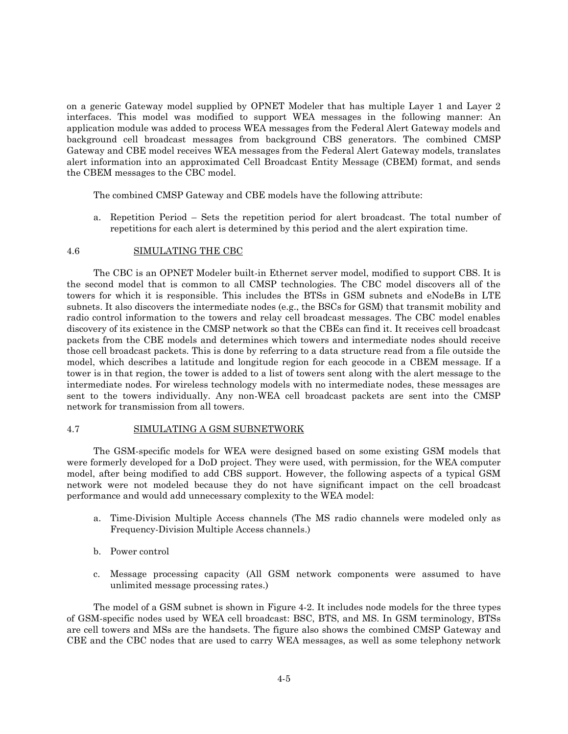on a generic Gateway model supplied by OPNET Modeler that has multiple Layer 1 and Layer 2 interfaces. This model was modified to support WEA messages in the following manner: An application module was added to process WEA messages from the Federal Alert Gateway models and background cell broadcast messages from background CBS generators. The combined CMSP Gateway and CBE model receives WEA messages from the Federal Alert Gateway models, translates alert information into an approximated Cell Broadcast Entity Message (CBEM) format, and sends the CBEM messages to the CBC model.

The combined CMSP Gateway and CBE models have the following attribute:

a. Repetition Period – Sets the repetition period for alert broadcast. The total number of repetitions for each alert is determined by this period and the alert expiration time.

## 4.6 SIMULATING THE CBC

The CBC is an OPNET Modeler built-in Ethernet server model, modified to support CBS. It is the second model that is common to all CMSP technologies. The CBC model discovers all of the towers for which it is responsible. This includes the BTSs in GSM subnets and eNodeBs in LTE subnets. It also discovers the intermediate nodes (e.g., the BSCs for GSM) that transmit mobility and radio control information to the towers and relay cell broadcast messages. The CBC model enables discovery of its existence in the CMSP network so that the CBEs can find it. It receives cell broadcast packets from the CBE models and determines which towers and intermediate nodes should receive those cell broadcast packets. This is done by referring to a data structure read from a file outside the model, which describes a latitude and longitude region for each geocode in a CBEM message. If a tower is in that region, the tower is added to a list of towers sent along with the alert message to the intermediate nodes. For wireless technology models with no intermediate nodes, these messages are sent to the towers individually. Any non-WEA cell broadcast packets are sent into the CMSP network for transmission from all towers.

## 4.7 SIMULATING A GSM SUBNETWORK

The GSM-specific models for WEA were designed based on some existing GSM models that were formerly developed for a DoD project. They were used, with permission, for the WEA computer model, after being modified to add CBS support. However, the following aspects of a typical GSM network were not modeled because they do not have significant impact on the cell broadcast performance and would add unnecessary complexity to the WEA model:

a. Time-Division Multiple Access channels (The MS radio channels were modeled only as Frequency-Division Multiple Access channels.)

b. Power control

c. Message processing capacity (All GSM network components were assumed to have unlimited message processing rates.)

The model of a GSM subnet is shown in Figure 4-2. It includes node models for the three types of GSM-specific nodes used by WEA cell broadcast: BSC, BTS, and MS. In GSM terminology, BTSs are cell towers and MSs are the handsets. The figure also shows the combined CMSP Gateway and CBE and the CBC nodes that are used to carry WEA messages, as well as some telephony network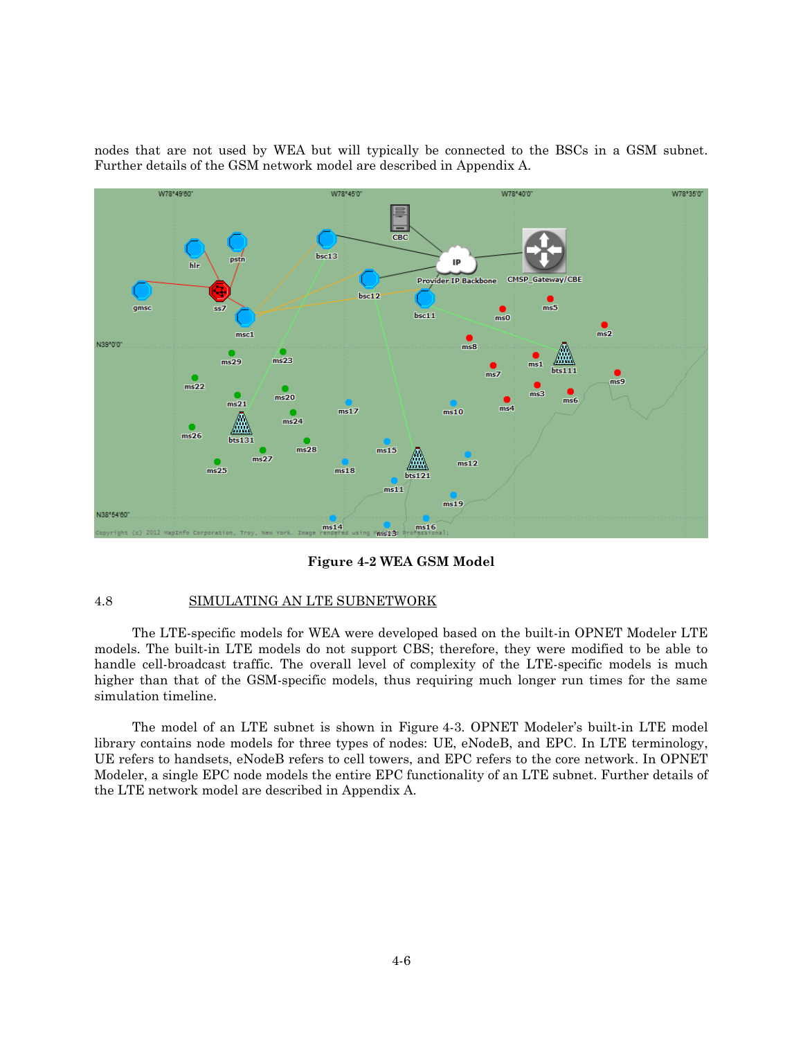nodes that are not used by WEA but will typically be connected to the BSCs in a GSM subnet. Further details of the GSM network model are described in Appendix A.

W78°49'60" W78°45'0" W78°40'0" W78°35'0"

N39°0'0"

N38°54'60"

CBC

IP

Provider IP Backbone

CMSP_Gateway/CBE

hlr pstn bsc13 gmsc ss7 msc1 bsc12 bsc11

ms0 ms5 ms2 ms8 ms1 bts111 ms7 ms9 ms3 ms6 ms4

ms29 ms23 ms22 ms21 ms20 ms17 ms10 ms24 ms26 bts131 ms28 ms15 ms27 ms25 ms18 bts121 ms12 ms11 ms19 ms14 ms13 ms16

Copyright (c) 2012 MapInfo Corporation, Troy, New York. Image rendered using MapInfo Professional;

**Figure 4-2 WEA GSM Model**

## 4.8 SIMULATING AN LTE SUBNETWORK

The LTE-specific models for WEA were developed based on the built-in OPNET Modeler LTE models. The built-in LTE models do not support CBS; therefore, they were modified to be able to handle cell-broadcast traffic. The overall level of complexity of the LTE-specific models is much higher than that of the GSM-specific models, thus requiring much longer run times for the same simulation timeline.

The model of an LTE subnet is shown in Figure 4-3. OPNET Modeler's built-in LTE model library contains node models for three types of nodes: UE, eNodeB, and EPC. In LTE terminology, UE refers to handsets, eNodeB refers to cell towers, and EPC refers to the core network. In OPNET Modeler, a single EPC node models the entire EPC functionality of an LTE subnet. Further details of the LTE network model are described in Appendix A.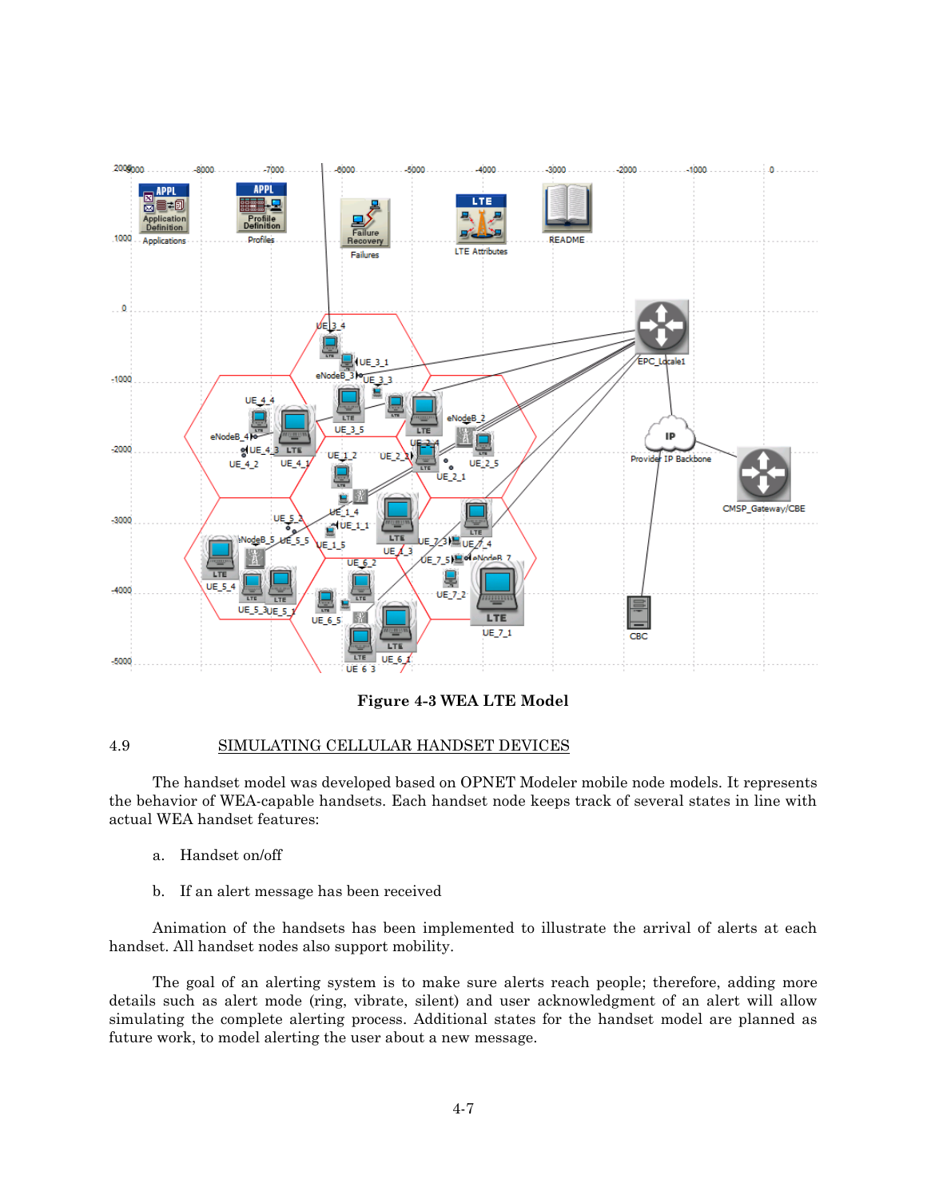Figure 4-3 WEA LTE Model

## 4.9 SIMULATING CELLULAR HANDSET DEVICES

The handset model was developed based on OPNET Modeler mobile node models. It represents the behavior of WEA-capable handsets. Each handset node keeps track of several states in line with actual WEA handset features:

a. Handset on/off

b. If an alert message has been received

Animation of the handsets has been implemented to illustrate the arrival of alerts at each handset. All handset nodes also support mobility.

The goal of an alerting system is to make sure alerts reach people; therefore, adding more details such as alert mode (ring, vibrate, silent) and user acknowledgment of an alert will allow simulating the complete alerting process. Additional states for the handset model are planned as future work, to model alerting the user about a new message.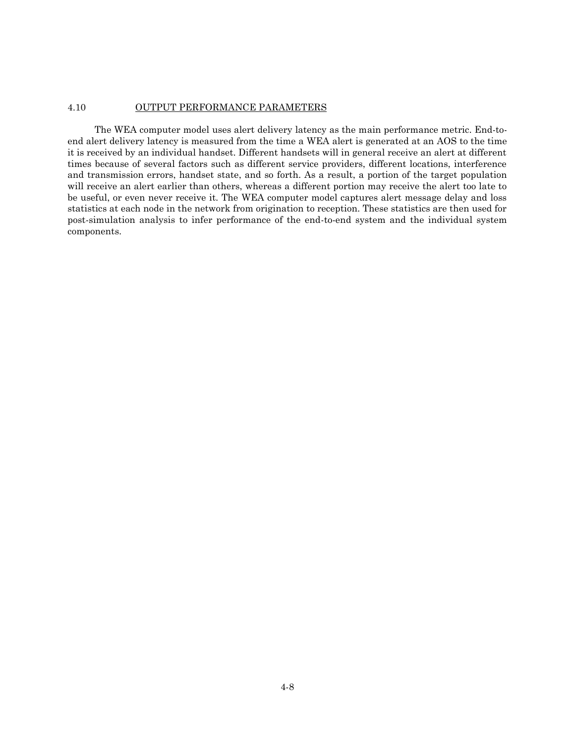## 4.10 OUTPUT PERFORMANCE PARAMETERS

The WEA computer model uses alert delivery latency as the main performance metric. End-to-end alert delivery latency is measured from the time a WEA alert is generated at an AOS to the time it is received by an individual handset. Different handsets will in general receive an alert at different times because of several factors such as different service providers, different locations, interference and transmission errors, handset state, and so forth. As a result, a portion of the target population will receive an alert earlier than others, whereas a different portion may receive the alert too late to be useful, or even never receive it. The WEA computer model captures alert message delay and loss statistics at each node in the network from origination to reception. These statistics are then used for post-simulation analysis to infer performance of the end-to-end system and the individual system components.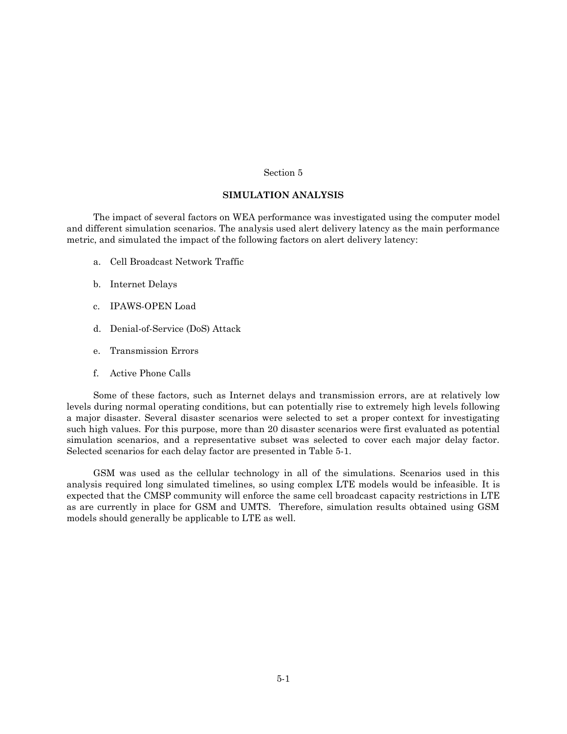Section 5

# SIMULATION ANALYSIS

The impact of several factors on WEA performance was investigated using the computer model and different simulation scenarios. The analysis used alert delivery latency as the main performance metric, and simulated the impact of the following factors on alert delivery latency:

a. Cell Broadcast Network Traffic

b. Internet Delays

c. IPAWS-OPEN Load

d. Denial-of-Service (DoS) Attack

e. Transmission Errors

f. Active Phone Calls

Some of these factors, such as Internet delays and transmission errors, are at relatively low levels during normal operating conditions, but can potentially rise to extremely high levels following a major disaster. Several disaster scenarios were selected to set a proper context for investigating such high values. For this purpose, more than 20 disaster scenarios were first evaluated as potential simulation scenarios, and a representative subset was selected to cover each major delay factor. Selected scenarios for each delay factor are presented in Table 5-1.

GSM was used as the cellular technology in all of the simulations. Scenarios used in this analysis required long simulated timelines, so using complex LTE models would be infeasible. It is expected that the CMSP community will enforce the same cell broadcast capacity restrictions in LTE as are currently in place for GSM and UMTS. Therefore, simulation results obtained using GSM models should generally be applicable to LTE as well.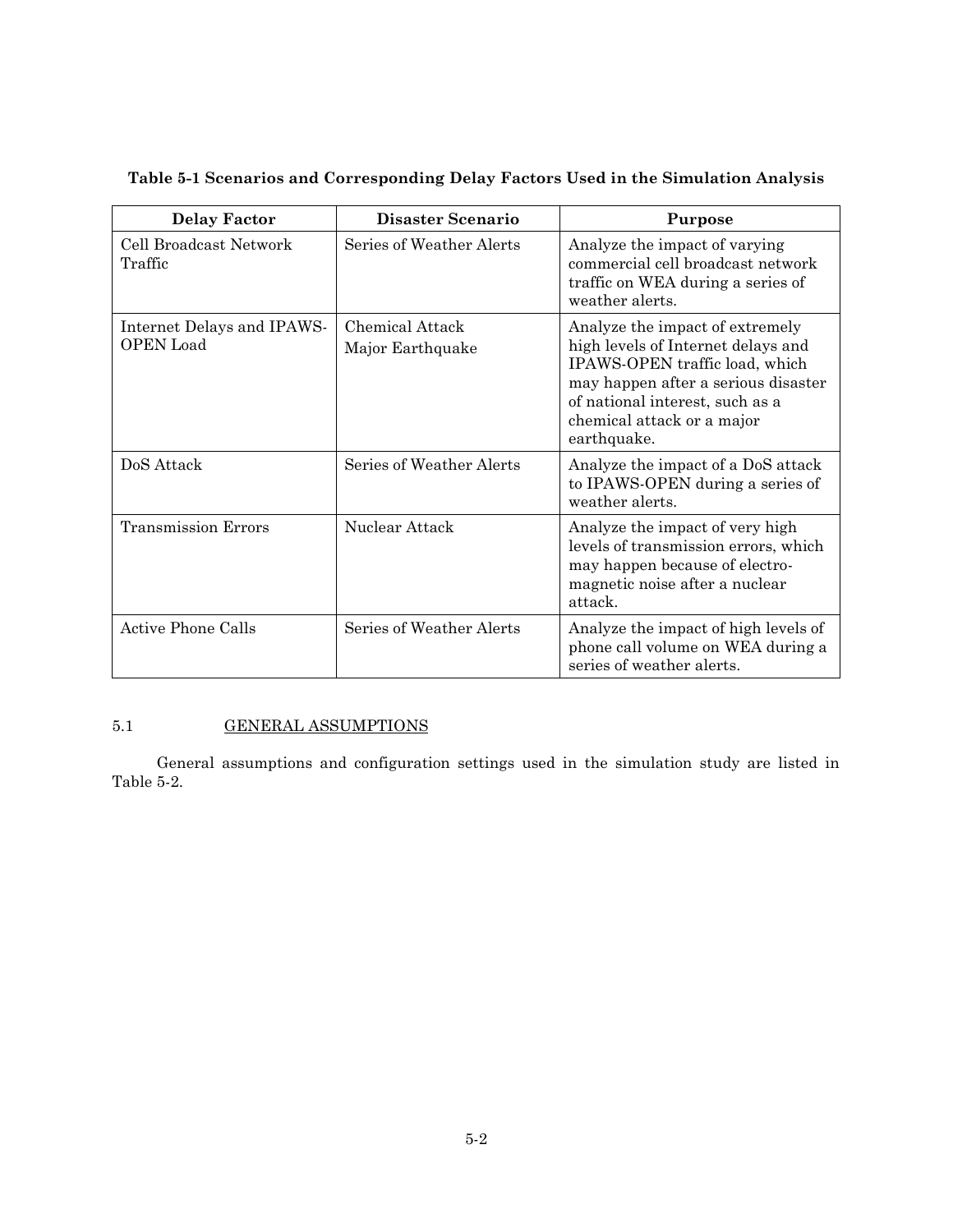**Table 5-1 Scenarios and Corresponding Delay Factors Used in the Simulation Analysis**

| Delay Factor | Disaster Scenario | Purpose |
|---|---|---|
| Cell Broadcast Network Traffic | Series of Weather Alerts | Analyze the impact of varying commercial cell broadcast network traffic on WEA during a series of weather alerts. |
| Internet Delays and IPAWS-OPEN Load | Chemical Attack<br>Major Earthquake | Analyze the impact of extremely high levels of Internet delays and IPAWS-OPEN traffic load, which may happen after a serious disaster of national interest, such as a chemical attack or a major earthquake. |
| DoS Attack | Series of Weather Alerts | Analyze the impact of a DoS attack to IPAWS-OPEN during a series of weather alerts. |
| Transmission Errors | Nuclear Attack | Analyze the impact of very high levels of transmission errors, which may happen because of electro-magnetic noise after a nuclear attack. |
| Active Phone Calls | Series of Weather Alerts | Analyze the impact of high levels of phone call volume on WEA during a series of weather alerts. |

## 5.1 GENERAL ASSUMPTIONS

General assumptions and configuration settings used in the simulation study are listed in Table 5-2.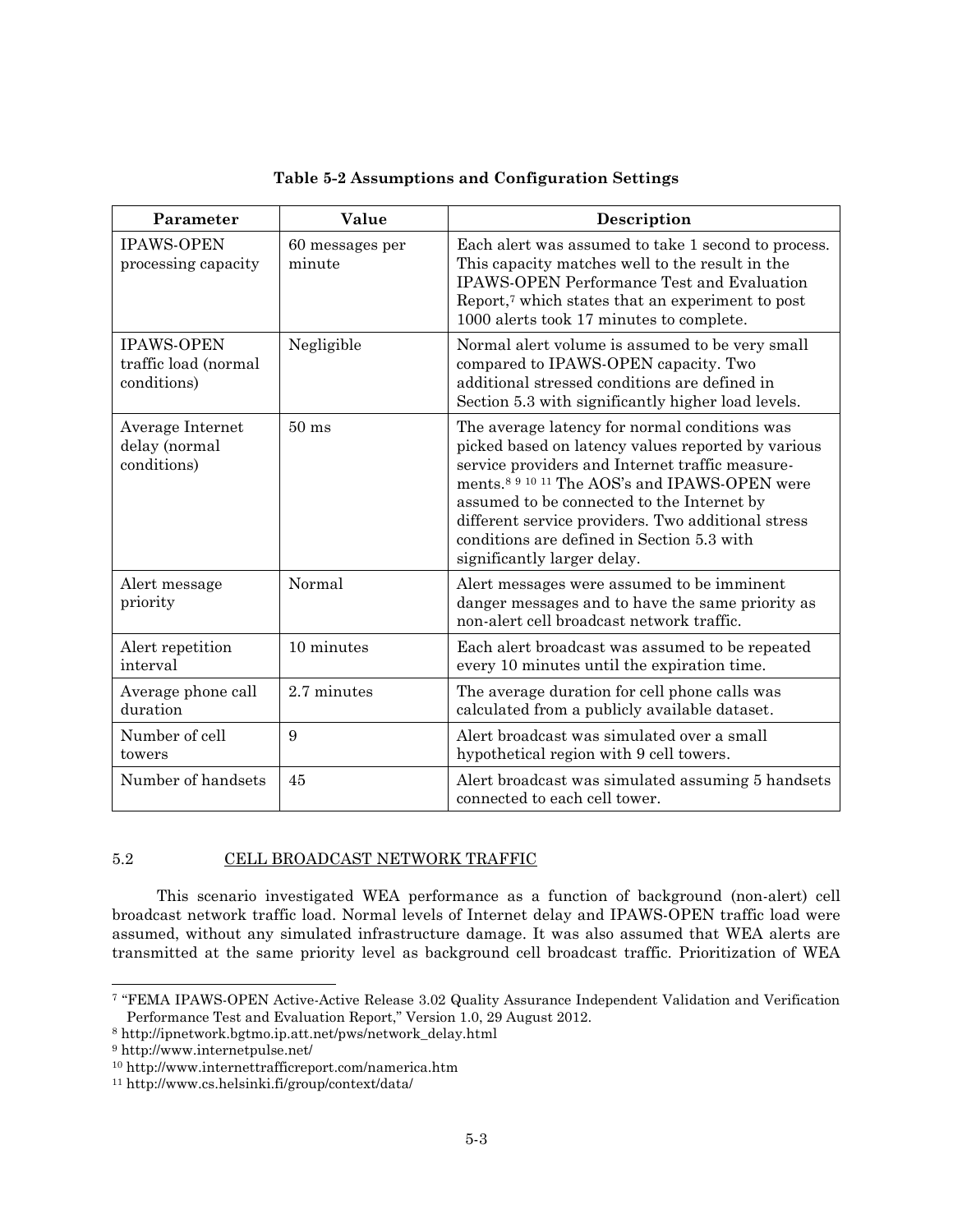**Table 5-2 Assumptions and Configuration Settings**

| Parameter | Value | Description |
|---|---|---|
| IPAWS-OPEN processing capacity | 60 messages per minute | Each alert was assumed to take 1 second to process. This capacity matches well to the result in the IPAWS-OPEN Performance Test and Evaluation Report,[7] which states that an experiment to post 1000 alerts took 17 minutes to complete. |
| IPAWS-OPEN traffic load (normal conditions) | Negligible | Normal alert volume is assumed to be very small compared to IPAWS-OPEN capacity. Two additional stressed conditions are defined in Section 5.3 with significantly higher load levels. |
| Average Internet delay (normal conditions) | 50 ms | The average latency for normal conditions was picked based on latency values reported by various service providers and Internet traffic measurements.[8] [9] [10] [11] The AOS's and IPAWS-OPEN were assumed to be connected to the Internet by different service providers. Two additional stress conditions are defined in Section 5.3 with significantly larger delay. |
| Alert message priority | Normal | Alert messages were assumed to be imminent danger messages and to have the same priority as non-alert cell broadcast network traffic. |
| Alert repetition interval | 10 minutes | Each alert broadcast was assumed to be repeated every 10 minutes until the expiration time. |
| Average phone call duration | 2.7 minutes | The average duration for cell phone calls was calculated from a publicly available dataset. |
| Number of cell towers | 9 | Alert broadcast was simulated over a small hypothetical region with 9 cell towers. |
| Number of handsets | 45 | Alert broadcast was simulated assuming 5 handsets connected to each cell tower. |

## 5.2 CELL BROADCAST NETWORK TRAFFIC

This scenario investigated WEA performance as a function of background (non-alert) cell broadcast network traffic load. Normal levels of Internet delay and IPAWS-OPEN traffic load were assumed, without any simulated infrastructure damage. It was also assumed that WEA alerts are transmitted at the same priority level as background cell broadcast traffic. Prioritization of WEA

---

[7] "FEMA IPAWS-OPEN Active-Active Release 3.02 Quality Assurance Independent Validation and Verification Performance Test and Evaluation Report," Version 1.0, 29 August 2012.

[8] http://ipnetwork.bgtmo.ip.att.net/pws/network_delay.html

[9] http://www.internetpulse.net/

[10] http://www.internettrafficreport.com/namerica.htm

[11] http://www.cs.helsinki.fi/group/context/data/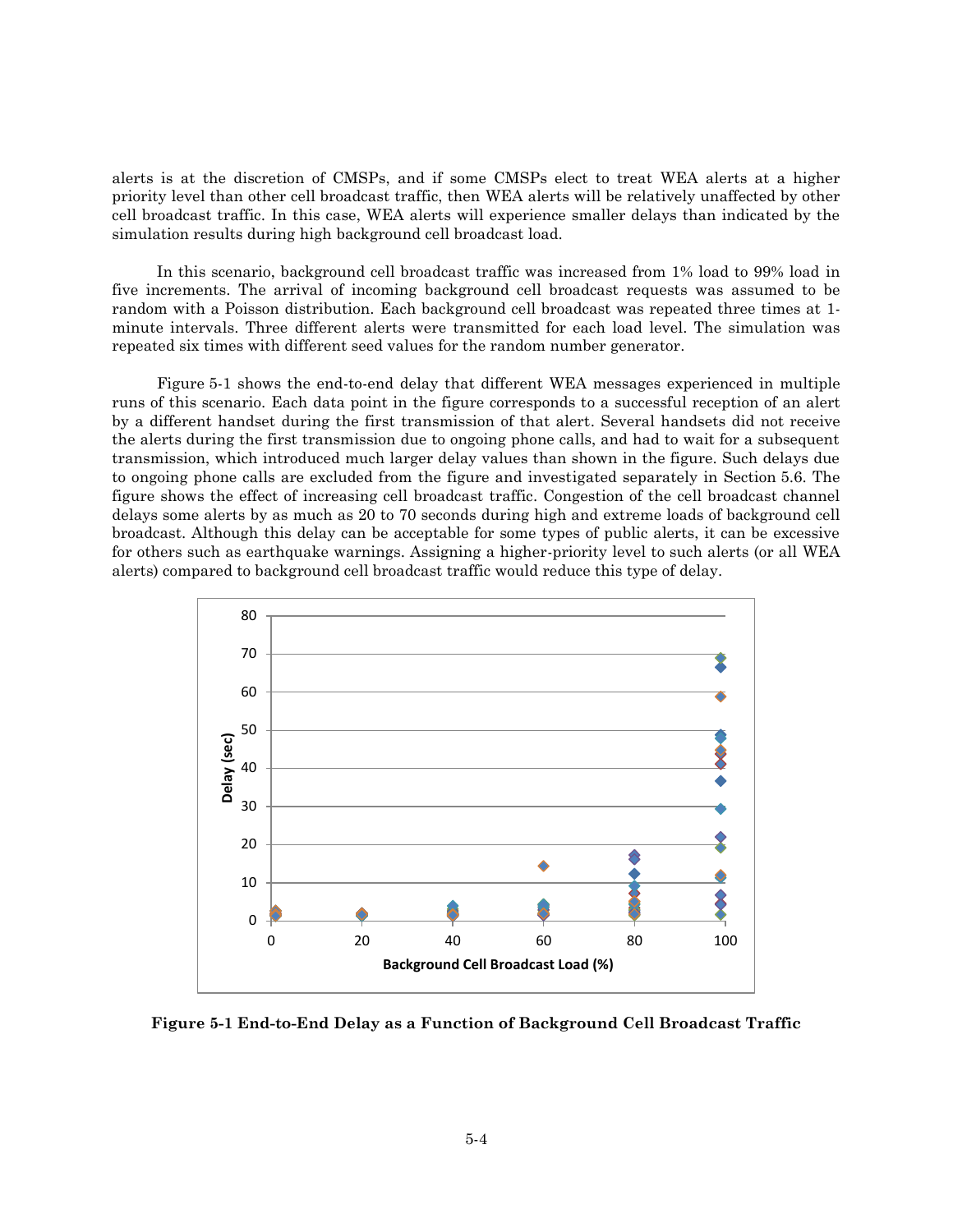alerts is at the discretion of CMSPs, and if some CMSPs elect to treat WEA alerts at a higher priority level than other cell broadcast traffic, then WEA alerts will be relatively unaffected by other cell broadcast traffic. In this case, WEA alerts will experience smaller delays than indicated by the simulation results during high background cell broadcast load.

In this scenario, background cell broadcast traffic was increased from 1% load to 99% load in five increments. The arrival of incoming background cell broadcast requests was assumed to be random with a Poisson distribution. Each background cell broadcast was repeated three times at 1-minute intervals. Three different alerts were transmitted for each load level. The simulation was repeated six times with different seed values for the random number generator.

Figure 5-1 shows the end-to-end delay that different WEA messages experienced in multiple runs of this scenario. Each data point in the figure corresponds to a successful reception of an alert by a different handset during the first transmission of that alert. Several handsets did not receive the alerts during the first transmission due to ongoing phone calls, and had to wait for a subsequent transmission, which introduced much larger delay values than shown in the figure. Such delays due to ongoing phone calls are excluded from the figure and investigated separately in Section 5.6. The figure shows the effect of increasing cell broadcast traffic. Congestion of the cell broadcast channel delays some alerts by as much as 20 to 70 seconds during high and extreme loads of background cell broadcast. Although this delay can be acceptable for some types of public alerts, it can be excessive for others such as earthquake warnings. Assigning a higher-priority level to such alerts (or all WEA alerts) compared to background cell broadcast traffic would reduce this type of delay.

**Figure 5-1 End-to-End Delay as a Function of Background Cell Broadcast Traffic**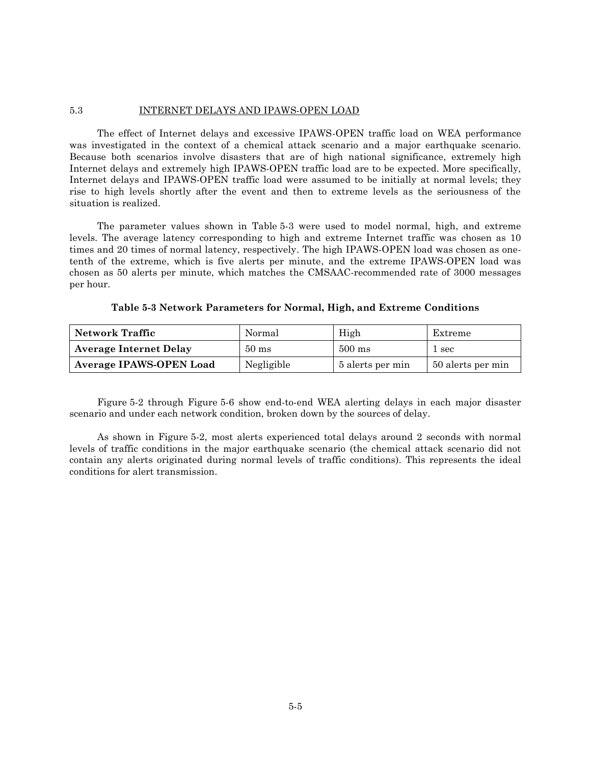## 5.3 INTERNET DELAYS AND IPAWS-OPEN LOAD

The effect of Internet delays and excessive IPAWS-OPEN traffic load on WEA performance was investigated in the context of a chemical attack scenario and a major earthquake scenario. Because both scenarios involve disasters that are of high national significance, extremely high Internet delays and extremely high IPAWS-OPEN traffic load are to be expected. More specifically, Internet delays and IPAWS-OPEN traffic load were assumed to be initially at normal levels; they rise to high levels shortly after the event and then to extreme levels as the seriousness of the situation is realized.

The parameter values shown in Table 5-3 were used to model normal, high, and extreme levels. The average latency corresponding to high and extreme Internet traffic was chosen as 10 times and 20 times of normal latency, respectively. The high IPAWS-OPEN load was chosen as one-tenth of the extreme, which is five alerts per minute, and the extreme IPAWS-OPEN load was chosen as 50 alerts per minute, which matches the CMSAAC-recommended rate of 3000 messages per hour.

**Table 5-3 Network Parameters for Normal, High, and Extreme Conditions**

| **Network Traffic** | Normal | High | Extreme |
|---|---|---|---|
| **Average Internet Delay** | 50 ms | 500 ms | 1 sec |
| **Average IPAWS-OPEN Load** | Negligible | 5 alerts per min | 50 alerts per min |

Figure 5-2 through Figure 5-6 show end-to-end WEA alerting delays in each major disaster scenario and under each network condition, broken down by the sources of delay.

As shown in Figure 5-2, most alerts experienced total delays around 2 seconds with normal levels of traffic conditions in the major earthquake scenario (the chemical attack scenario did not contain any alerts originated during normal levels of traffic conditions). This represents the ideal conditions for alert transmission.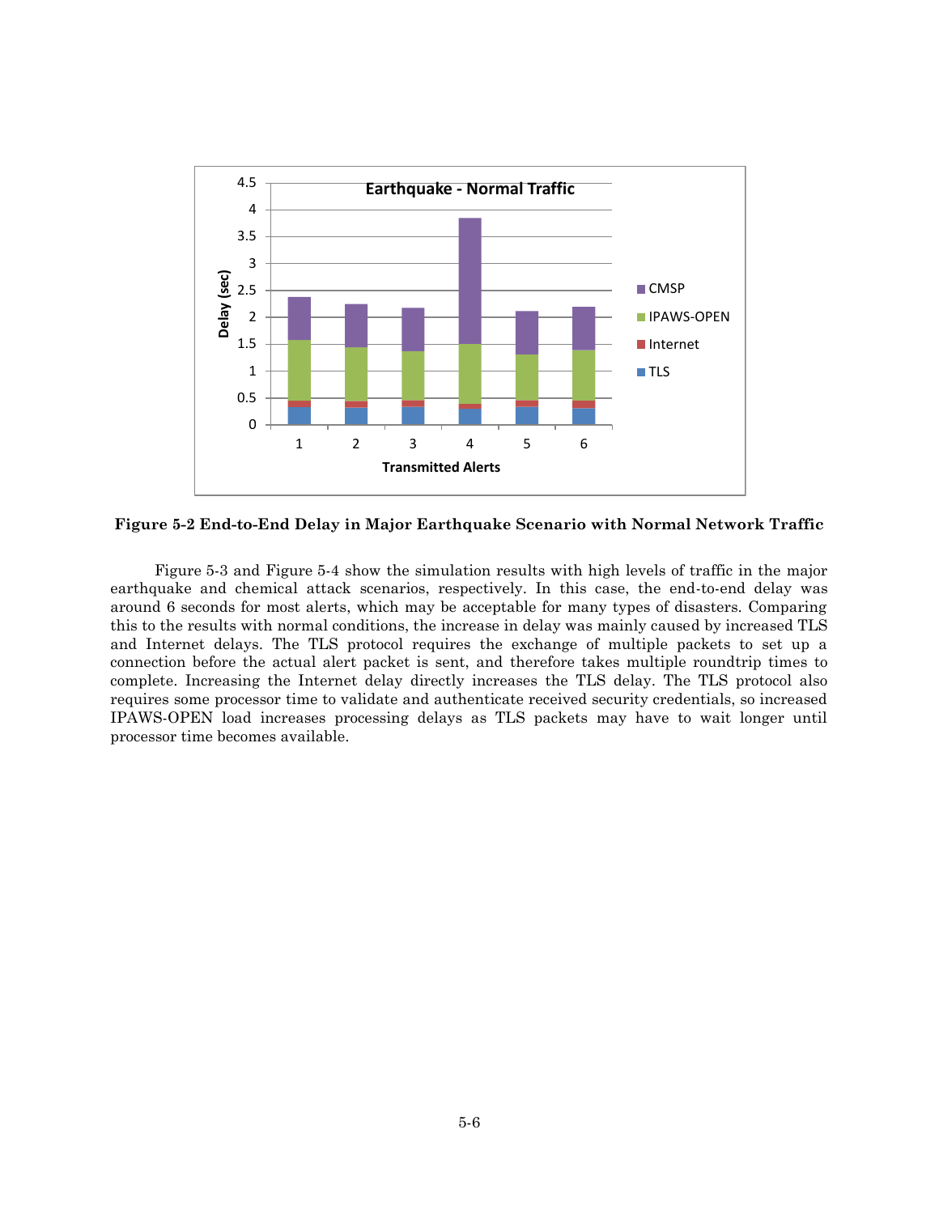**Figure 5-2 End-to-End Delay in Major Earthquake Scenario with Normal Network Traffic**

Figure 5-3 and Figure 5-4 show the simulation results with high levels of traffic in the major earthquake and chemical attack scenarios, respectively. In this case, the end-to-end delay was around 6 seconds for most alerts, which may be acceptable for many types of disasters. Comparing this to the results with normal conditions, the increase in delay was mainly caused by increased TLS and Internet delays. The TLS protocol requires the exchange of multiple packets to set up a connection before the actual alert packet is sent, and therefore takes multiple roundtrip times to complete. Increasing the Internet delay directly increases the TLS delay. The TLS protocol also requires some processor time to validate and authenticate received security credentials, so increased IPAWS-OPEN load increases processing delays as TLS packets may have to wait longer until processor time becomes available.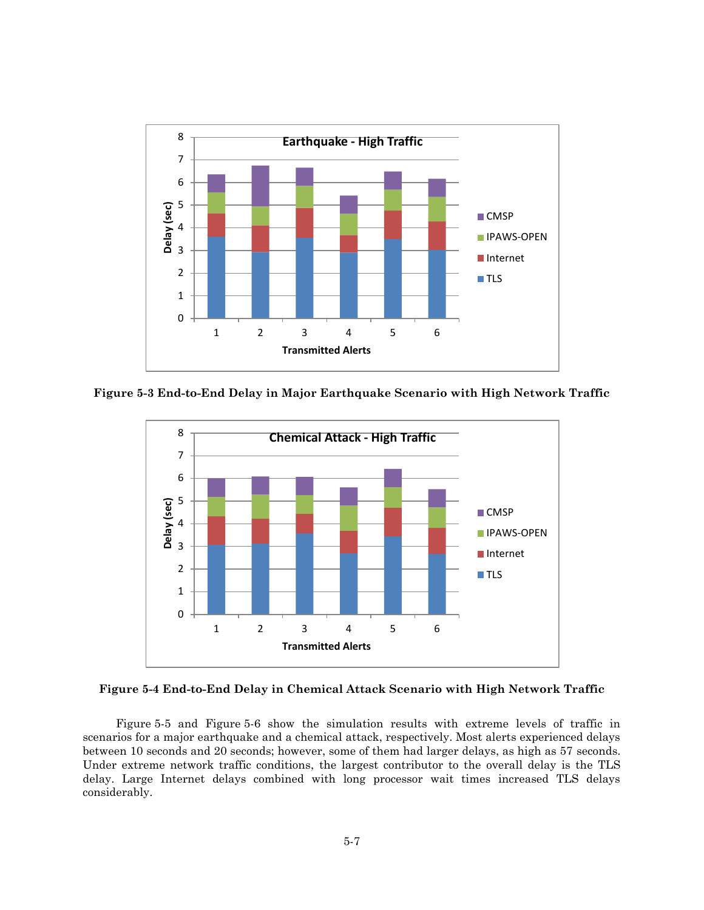Figure 5-3 End-to-End Delay in Major Earthquake Scenario with High Network Traffic

Figure 5-4 End-to-End Delay in Chemical Attack Scenario with High Network Traffic

Figure 5-5 and Figure 5-6 show the simulation results with extreme levels of traffic in scenarios for a major earthquake and a chemical attack, respectively. Most alerts experienced delays between 10 seconds and 20 seconds; however, some of them had larger delays, as high as 57 seconds. Under extreme network traffic conditions, the largest contributor to the overall delay is the TLS delay. Large Internet delays combined with long processor wait times increased TLS delays considerably.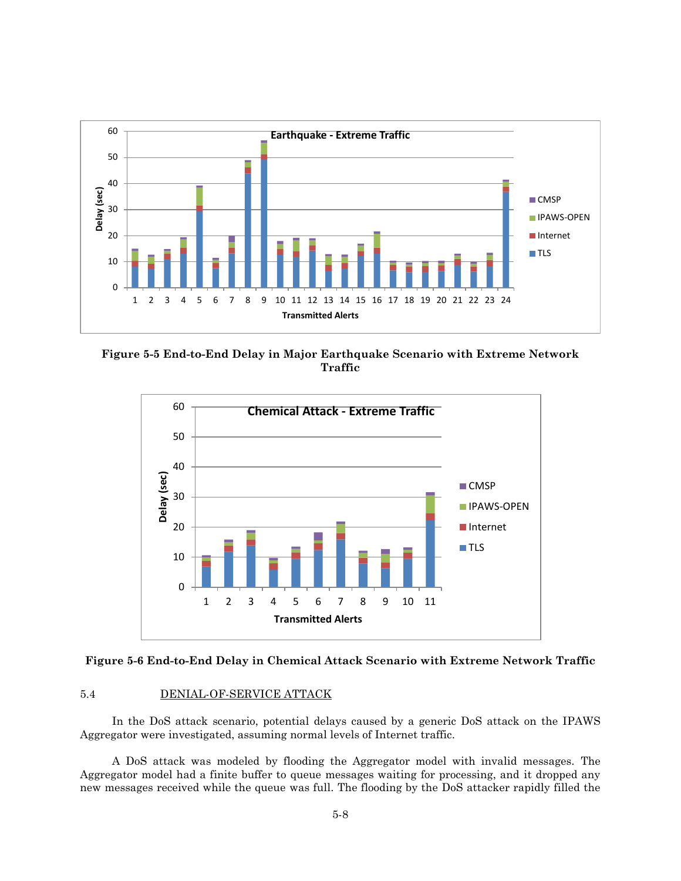Earthquake - Extreme Traffic

Delay (sec)

60
50
40
30
20
10
0

1 2 3 4 5 6 7 8 9 10 11 12 13 14 15 16 17 18 19 20 21 22 23 24

Transmitted Alerts

CMSP
IPAWS-OPEN
Internet
TLS

**Figure 5-5 End-to-End Delay in Major Earthquake Scenario with Extreme Network Traffic**

Chemical Attack - Extreme Traffic

Delay (sec)

60
50
40
30
20
10
0

1 2 3 4 5 6 7 8 9 10 11

Transmitted Alerts

CMSP
IPAWS-OPEN
Internet
TLS

**Figure 5-6 End-to-End Delay in Chemical Attack Scenario with Extreme Network Traffic**

## 5.4 DENIAL-OF-SERVICE ATTACK

In the DoS attack scenario, potential delays caused by a generic DoS attack on the IPAWS Aggregator were investigated, assuming normal levels of Internet traffic.

A DoS attack was modeled by flooding the Aggregator model with invalid messages. The Aggregator model had a finite buffer to queue messages waiting for processing, and it dropped any new messages received while the queue was full. The flooding by the DoS attacker rapidly filled the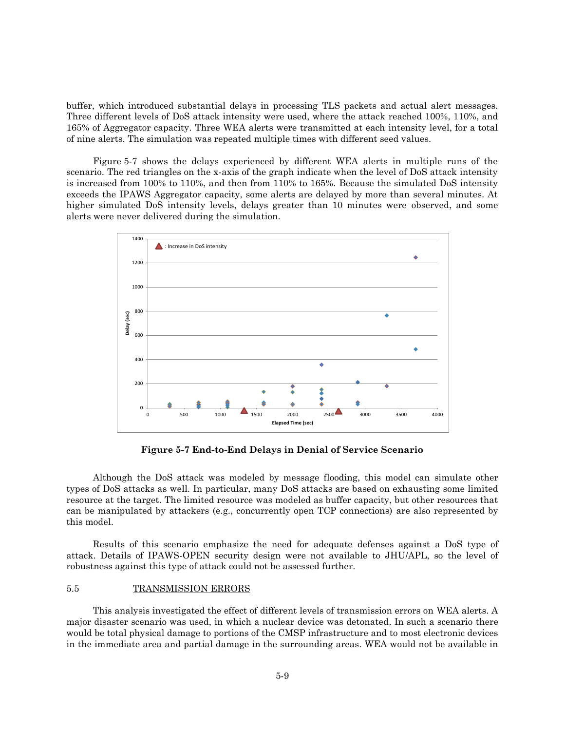buffer, which introduced substantial delays in processing TLS packets and actual alert messages. Three different levels of DoS attack intensity were used, where the attack reached 100%, 110%, and 165% of Aggregator capacity. Three WEA alerts were transmitted at each intensity level, for a total of nine alerts. The simulation was repeated multiple times with different seed values.

Figure 5-7 shows the delays experienced by different WEA alerts in multiple runs of the scenario. The red triangles on the x-axis of the graph indicate when the level of DoS attack intensity is increased from 100% to 110%, and then from 110% to 165%. Because the simulated DoS intensity exceeds the IPAWS Aggregator capacity, some alerts are delayed by more than several minutes. At higher simulated DoS intensity levels, delays greater than 10 minutes were observed, and some alerts were never delivered during the simulation.

: Increase in DoS intensity

Delay (sec)

0
200
400
600
800
1000
1200
1400

Elapsed Time (sec)

0
500
1000
1500
2000
2500
3000
3500
4000

**Figure 5-7 End-to-End Delays in Denial of Service Scenario**

Although the DoS attack was modeled by message flooding, this model can simulate other types of DoS attacks as well. In particular, many DoS attacks are based on exhausting some limited resource at the target. The limited resource was modeled as buffer capacity, but other resources that can be manipulated by attackers (e.g., concurrently open TCP connections) are also represented by this model.

Results of this scenario emphasize the need for adequate defenses against a DoS type of attack. Details of IPAWS-OPEN security design were not available to JHU/APL, so the level of robustness against this type of attack could not be assessed further.

## 5.5 TRANSMISSION ERRORS

This analysis investigated the effect of different levels of transmission errors on WEA alerts. A major disaster scenario was used, in which a nuclear device was detonated. In such a scenario there would be total physical damage to portions of the CMSP infrastructure and to most electronic devices in the immediate area and partial damage in the surrounding areas. WEA would not be available in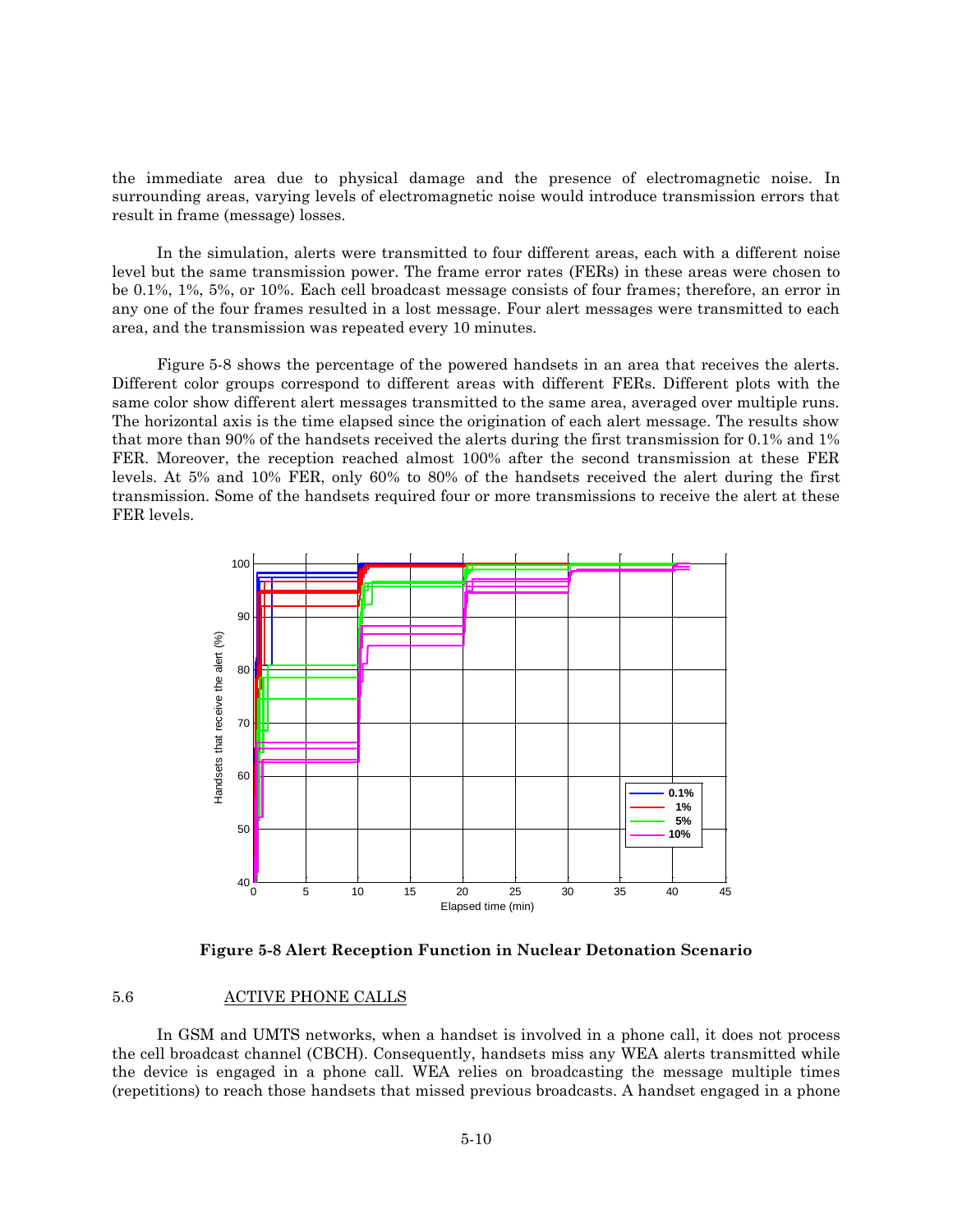the immediate area due to physical damage and the presence of electromagnetic noise. In surrounding areas, varying levels of electromagnetic noise would introduce transmission errors that result in frame (message) losses.

In the simulation, alerts were transmitted to four different areas, each with a different noise level but the same transmission power. The frame error rates (FERs) in these areas were chosen to be 0.1%, 1%, 5%, or 10%. Each cell broadcast message consists of four frames; therefore, an error in any one of the four frames resulted in a lost message. Four alert messages were transmitted to each area, and the transmission was repeated every 10 minutes.

Figure 5-8 shows the percentage of the powered handsets in an area that receives the alerts. Different color groups correspond to different areas with different FERs. Different plots with the same color show different alert messages transmitted to the same area, averaged over multiple runs. The horizontal axis is the time elapsed since the origination of each alert message. The results show that more than 90% of the handsets received the alerts during the first transmission for 0.1% and 1% FER. Moreover, the reception reached almost 100% after the second transmission at these FER levels. At 5% and 10% FER, only 60% to 80% of the handsets received the alert during the first transmission. Some of the handsets required four or more transmissions to receive the alert at these FER levels.

Handsets that receive the alert (%)
100
90
80
70
60
50
40
0 5 10 15 20 25 30 35 40 45
Elapsed time (min)
0.1%
1%
5%
10%

**Figure 5-8 Alert Reception Function in Nuclear Detonation Scenario**

## 5.6 ACTIVE PHONE CALLS

In GSM and UMTS networks, when a handset is involved in a phone call, it does not process the cell broadcast channel (CBCH). Consequently, handsets miss any WEA alerts transmitted while the device is engaged in a phone call. WEA relies on broadcasting the message multiple times (repetitions) to reach those handsets that missed previous broadcasts. A handset engaged in a phone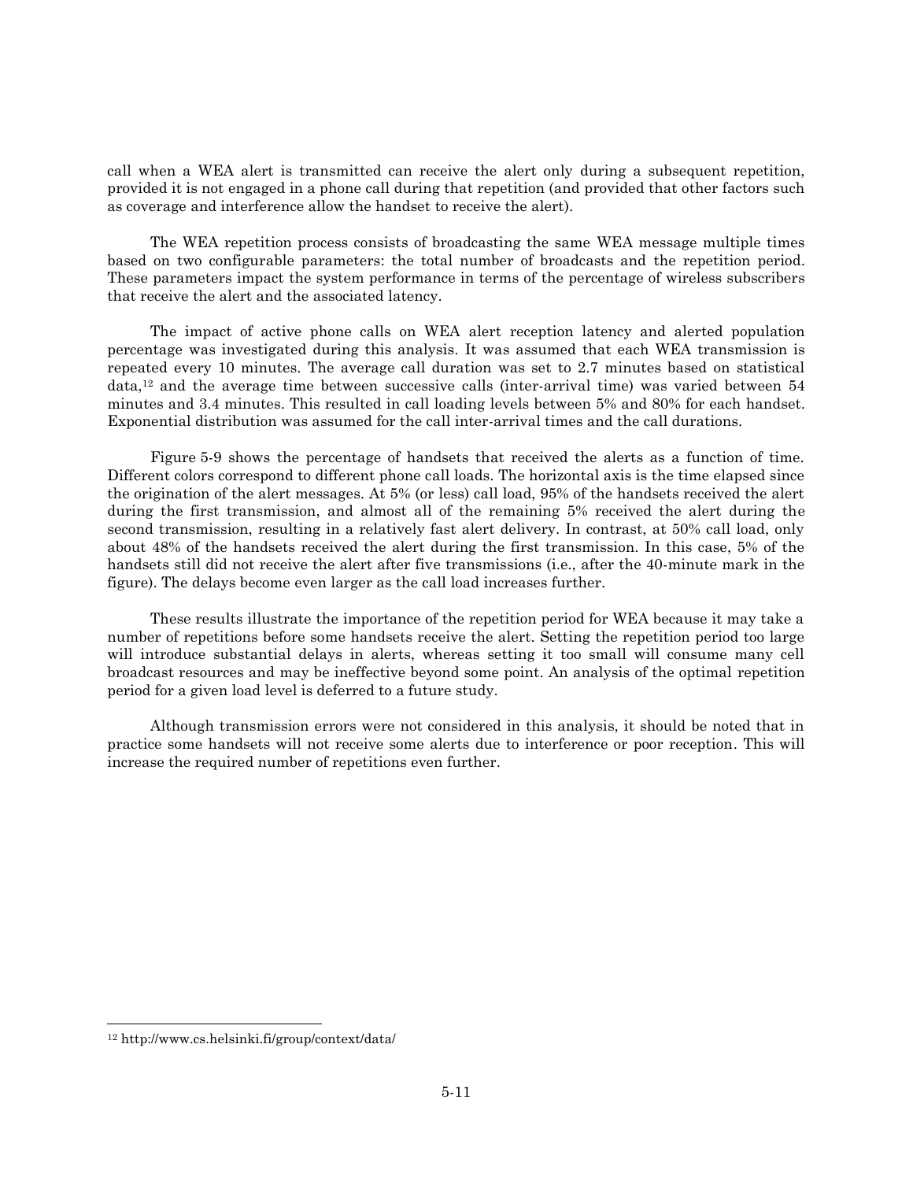call when a WEA alert is transmitted can receive the alert only during a subsequent repetition, provided it is not engaged in a phone call during that repetition (and provided that other factors such as coverage and interference allow the handset to receive the alert).

The WEA repetition process consists of broadcasting the same WEA message multiple times based on two configurable parameters: the total number of broadcasts and the repetition period. These parameters impact the system performance in terms of the percentage of wireless subscribers that receive the alert and the associated latency.

The impact of active phone calls on WEA alert reception latency and alerted population percentage was investigated during this analysis. It was assumed that each WEA transmission is repeated every 10 minutes. The average call duration was set to 2.7 minutes based on statistical data,[12] and the average time between successive calls (inter-arrival time) was varied between 54 minutes and 3.4 minutes. This resulted in call loading levels between 5% and 80% for each handset. Exponential distribution was assumed for the call inter-arrival times and the call durations.

Figure 5-9 shows the percentage of handsets that received the alerts as a function of time. Different colors correspond to different phone call loads. The horizontal axis is the time elapsed since the origination of the alert messages. At 5% (or less) call load, 95% of the handsets received the alert during the first transmission, and almost all of the remaining 5% received the alert during the second transmission, resulting in a relatively fast alert delivery. In contrast, at 50% call load, only about 48% of the handsets received the alert during the first transmission. In this case, 5% of the handsets still did not receive the alert after five transmissions (i.e., after the 40-minute mark in the figure). The delays become even larger as the call load increases further.

These results illustrate the importance of the repetition period for WEA because it may take a number of repetitions before some handsets receive the alert. Setting the repetition period too large will introduce substantial delays in alerts, whereas setting it too small will consume many cell broadcast resources and may be ineffective beyond some point. An analysis of the optimal repetition period for a given load level is deferred to a future study.

Although transmission errors were not considered in this analysis, it should be noted that in practice some handsets will not receive some alerts due to interference or poor reception. This will increase the required number of repetitions even further.

[12] http://www.cs.helsinki.fi/group/context/data/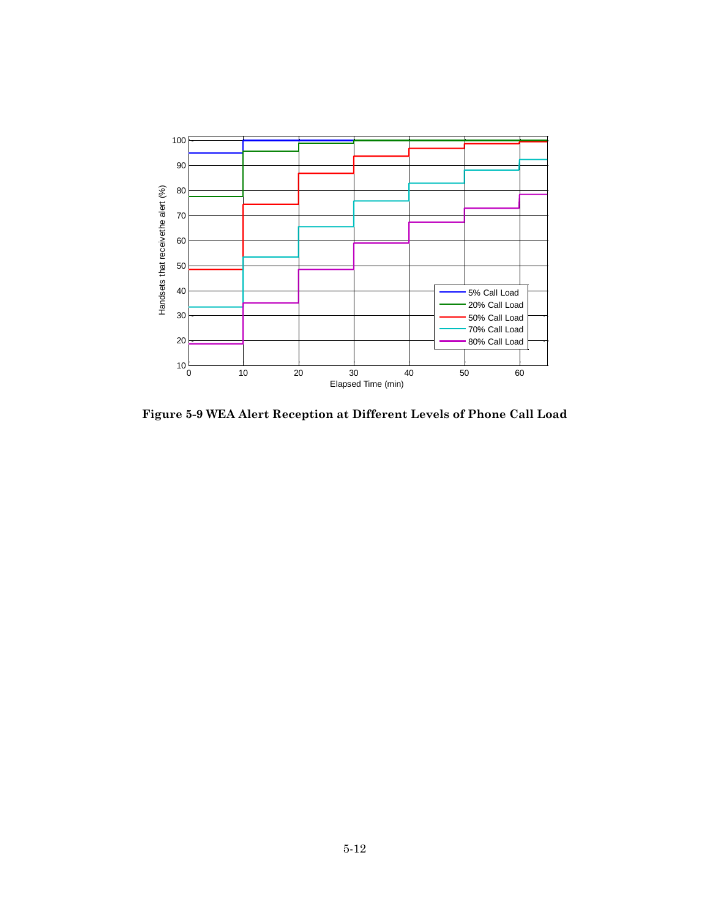**Figure 5-9 WEA Alert Reception at Different Levels of Phone Call Load**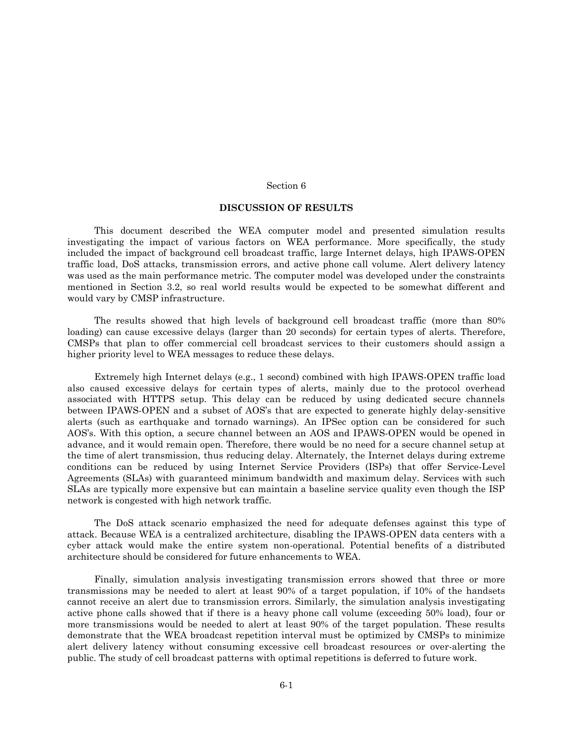# Section 6

## DISCUSSION OF RESULTS

This document described the WEA computer model and presented simulation results investigating the impact of various factors on WEA performance. More specifically, the study included the impact of background cell broadcast traffic, large Internet delays, high IPAWS-OPEN traffic load, DoS attacks, transmission errors, and active phone call volume. Alert delivery latency was used as the main performance metric. The computer model was developed under the constraints mentioned in Section 3.2, so real world results would be expected to be somewhat different and would vary by CMSP infrastructure.

The results showed that high levels of background cell broadcast traffic (more than 80% loading) can cause excessive delays (larger than 20 seconds) for certain types of alerts. Therefore, CMSPs that plan to offer commercial cell broadcast services to their customers should assign a higher priority level to WEA messages to reduce these delays.

Extremely high Internet delays (e.g., 1 second) combined with high IPAWS-OPEN traffic load also caused excessive delays for certain types of alerts, mainly due to the protocol overhead associated with HTTPS setup. This delay can be reduced by using dedicated secure channels between IPAWS-OPEN and a subset of AOS's that are expected to generate highly delay-sensitive alerts (such as earthquake and tornado warnings). An IPSec option can be considered for such AOS's. With this option, a secure channel between an AOS and IPAWS-OPEN would be opened in advance, and it would remain open. Therefore, there would be no need for a secure channel setup at the time of alert transmission, thus reducing delay. Alternately, the Internet delays during extreme conditions can be reduced by using Internet Service Providers (ISPs) that offer Service-Level Agreements (SLAs) with guaranteed minimum bandwidth and maximum delay. Services with such SLAs are typically more expensive but can maintain a baseline service quality even though the ISP network is congested with high network traffic.

The DoS attack scenario emphasized the need for adequate defenses against this type of attack. Because WEA is a centralized architecture, disabling the IPAWS-OPEN data centers with a cyber attack would make the entire system non-operational. Potential benefits of a distributed architecture should be considered for future enhancements to WEA.

Finally, simulation analysis investigating transmission errors showed that three or more transmissions may be needed to alert at least 90% of a target population, if 10% of the handsets cannot receive an alert due to transmission errors. Similarly, the simulation analysis investigating active phone calls showed that if there is a heavy phone call volume (exceeding 50% load), four or more transmissions would be needed to alert at least 90% of the target population. These results demonstrate that the WEA broadcast repetition interval must be optimized by CMSPs to minimize alert delivery latency without consuming excessive cell broadcast resources or over-alerting the public. The study of cell broadcast patterns with optimal repetitions is deferred to future work.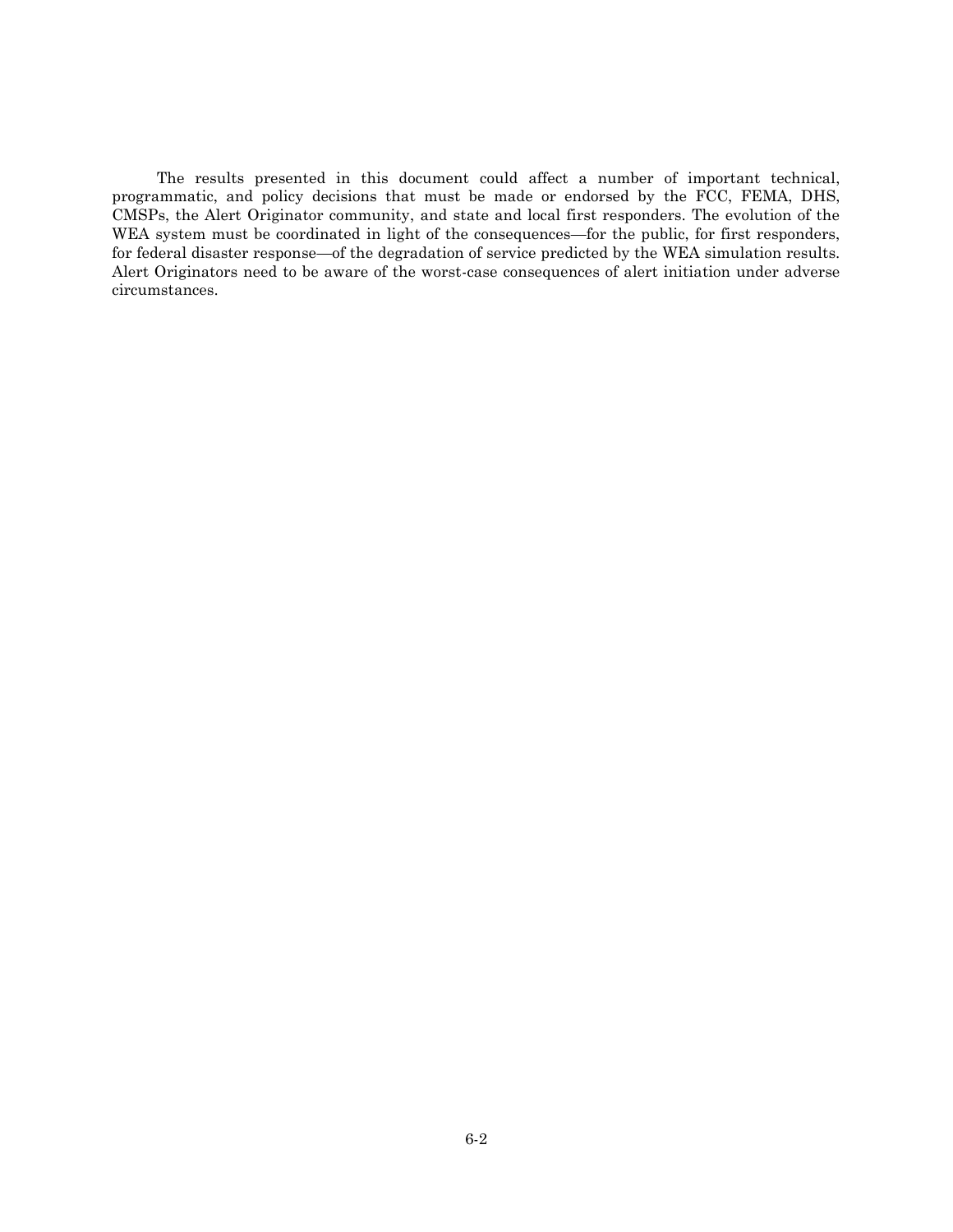The results presented in this document could affect a number of important technical, programmatic, and policy decisions that must be made or endorsed by the FCC, FEMA, DHS, CMSPs, the Alert Originator community, and state and local first responders. The evolution of the WEA system must be coordinated in light of the consequences—for the public, for first responders, for federal disaster response—of the degradation of service predicted by the WEA simulation results. Alert Originators need to be aware of the worst-case consequences of alert initiation under adverse circumstances.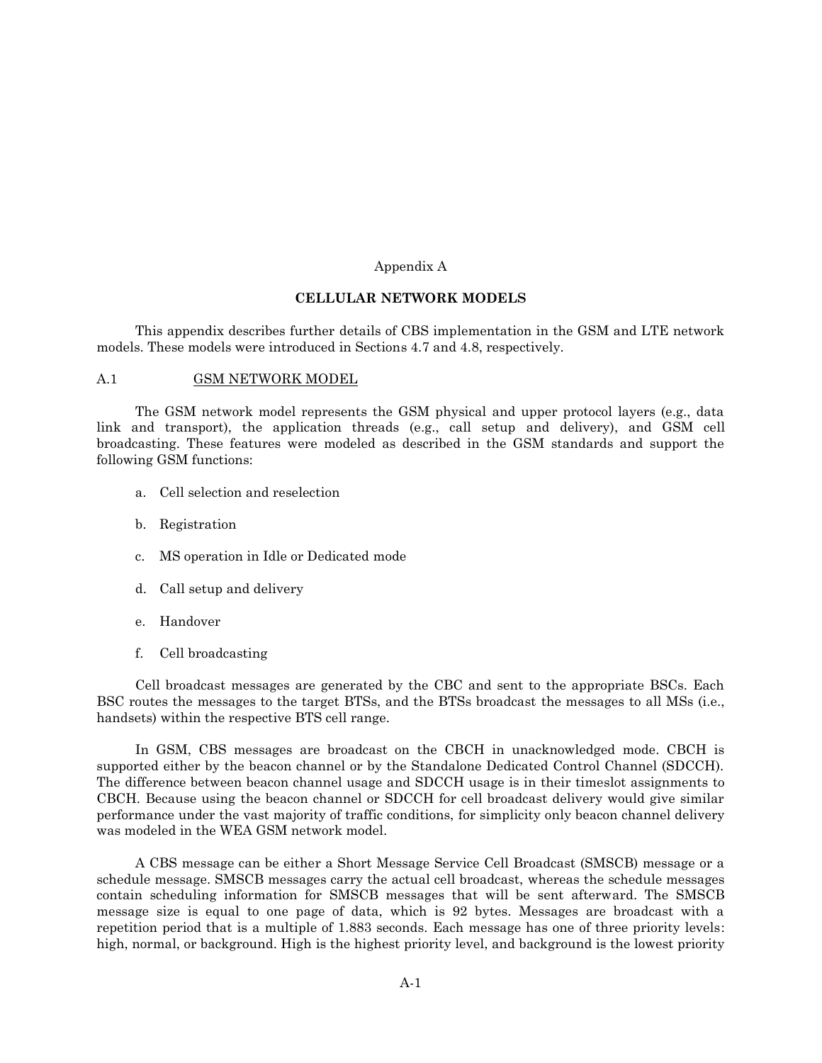# Appendix A

## CELLULAR NETWORK MODELS

This appendix describes further details of CBS implementation in the GSM and LTE network models. These models were introduced in Sections 4.7 and 4.8, respectively.

### A.1 GSM NETWORK MODEL

The GSM network model represents the GSM physical and upper protocol layers (e.g., data link and transport), the application threads (e.g., call setup and delivery), and GSM cell broadcasting. These features were modeled as described in the GSM standards and support the following GSM functions:

a. Cell selection and reselection

b. Registration

c. MS operation in Idle or Dedicated mode

d. Call setup and delivery

e. Handover

f. Cell broadcasting

Cell broadcast messages are generated by the CBC and sent to the appropriate BSCs. Each BSC routes the messages to the target BTSs, and the BTSs broadcast the messages to all MSs (i.e., handsets) within the respective BTS cell range.

In GSM, CBS messages are broadcast on the CBCH in unacknowledged mode. CBCH is supported either by the beacon channel or by the Standalone Dedicated Control Channel (SDCCH). The difference between beacon channel usage and SDCCH usage is in their timeslot assignments to CBCH. Because using the beacon channel or SDCCH for cell broadcast delivery would give similar performance under the vast majority of traffic conditions, for simplicity only beacon channel delivery was modeled in the WEA GSM network model.

A CBS message can be either a Short Message Service Cell Broadcast (SMSCB) message or a schedule message. SMSCB messages carry the actual cell broadcast, whereas the schedule messages contain scheduling information for SMSCB messages that will be sent afterward. The SMSCB message size is equal to one page of data, which is 92 bytes. Messages are broadcast with a repetition period that is a multiple of 1.883 seconds. Each message has one of three priority levels: high, normal, or background. High is the highest priority level, and background is the lowest priority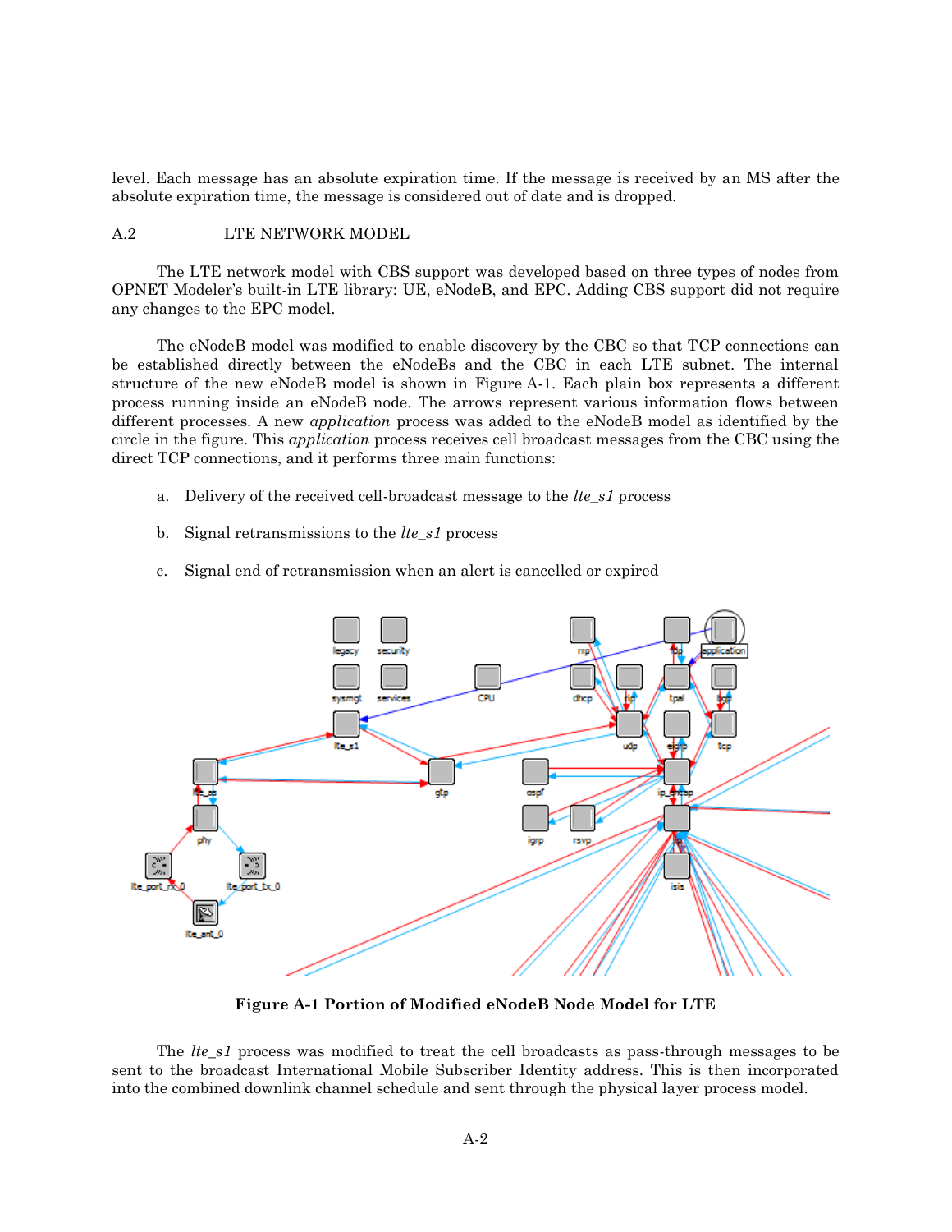level. Each message has an absolute expiration time. If the message is received by an MS after the absolute expiration time, the message is considered out of date and is dropped.

## A.2 LTE NETWORK MODEL

The LTE network model with CBS support was developed based on three types of nodes from OPNET Modeler's built-in LTE library: UE, eNodeB, and EPC. Adding CBS support did not require any changes to the EPC model.

The eNodeB model was modified to enable discovery by the CBC so that TCP connections can be established directly between the eNodeBs and the CBC in each LTE subnet. The internal structure of the new eNodeB model is shown in Figure A-1. Each plain box represents a different process running inside an eNodeB node. The arrows represent various information flows between different processes. A new *application* process was added to the eNodeB model as identified by the circle in the figure. This *application* process receives cell broadcast messages from the CBC using the direct TCP connections, and it performs three main functions:

a. Delivery of the received cell-broadcast message to the *lte_s1* process

b. Signal retransmissions to the *lte_s1* process

c. Signal end of retransmission when an alert is cancelled or expired

**Figure A-1 Portion of Modified eNodeB Node Model for LTE**

The *lte_s1* process was modified to treat the cell broadcasts as pass-through messages to be sent to the broadcast International Mobile Subscriber Identity address. This is then incorporated into the combined downlink channel schedule and sent through the physical layer process model.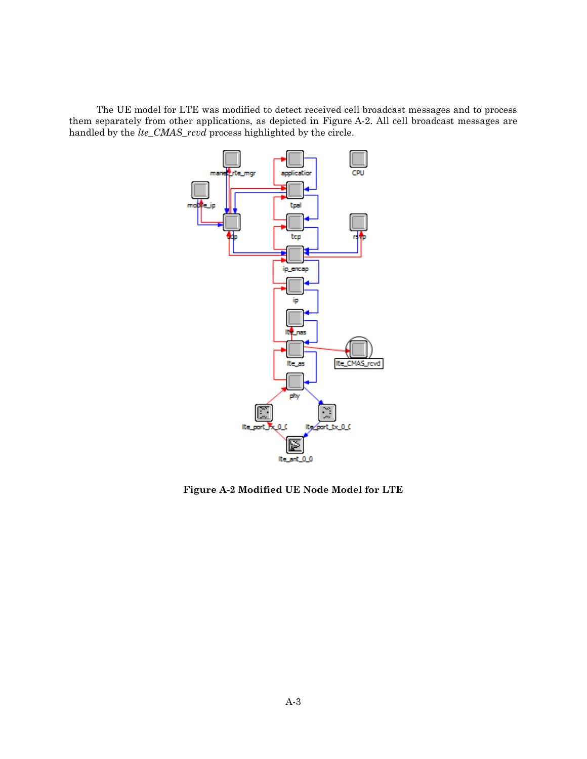The UE model for LTE was modified to detect received cell broadcast messages and to process them separately from other applications, as depicted in Figure A-2. All cell broadcast messages are handled by the *lte_CMAS_rcvd* process highlighted by the circle.

**Figure A-2 Modified UE Node Model for LTE**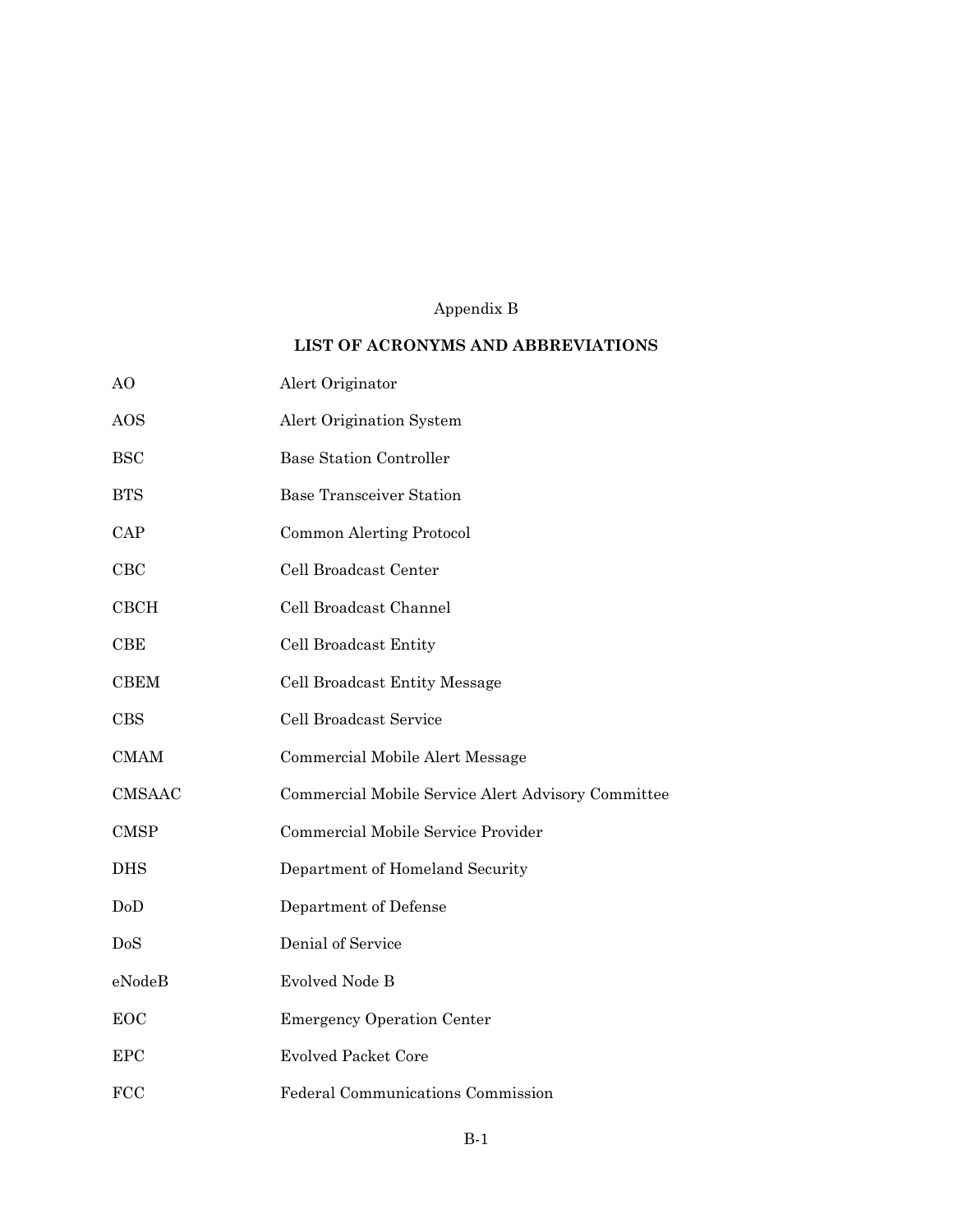Appendix B

## LIST OF ACRONYMS AND ABBREVIATIONS

| | |
|---|---|
| AO | Alert Originator |
| AOS | Alert Origination System |
| BSC | Base Station Controller |
| BTS | Base Transceiver Station |
| CAP | Common Alerting Protocol |
| CBC | Cell Broadcast Center |
| CBCH | Cell Broadcast Channel |
| CBE | Cell Broadcast Entity |
| CBEM | Cell Broadcast Entity Message |
| CBS | Cell Broadcast Service |
| CMAM | Commercial Mobile Alert Message |
| CMSAAC | Commercial Mobile Service Alert Advisory Committee |
| CMSP | Commercial Mobile Service Provider |
| DHS | Department of Homeland Security |
| DoD | Department of Defense |
| DoS | Denial of Service |
| eNodeB | Evolved Node B |
| EOC | Emergency Operation Center |
| EPC | Evolved Packet Core |
| FCC | Federal Communications Commission |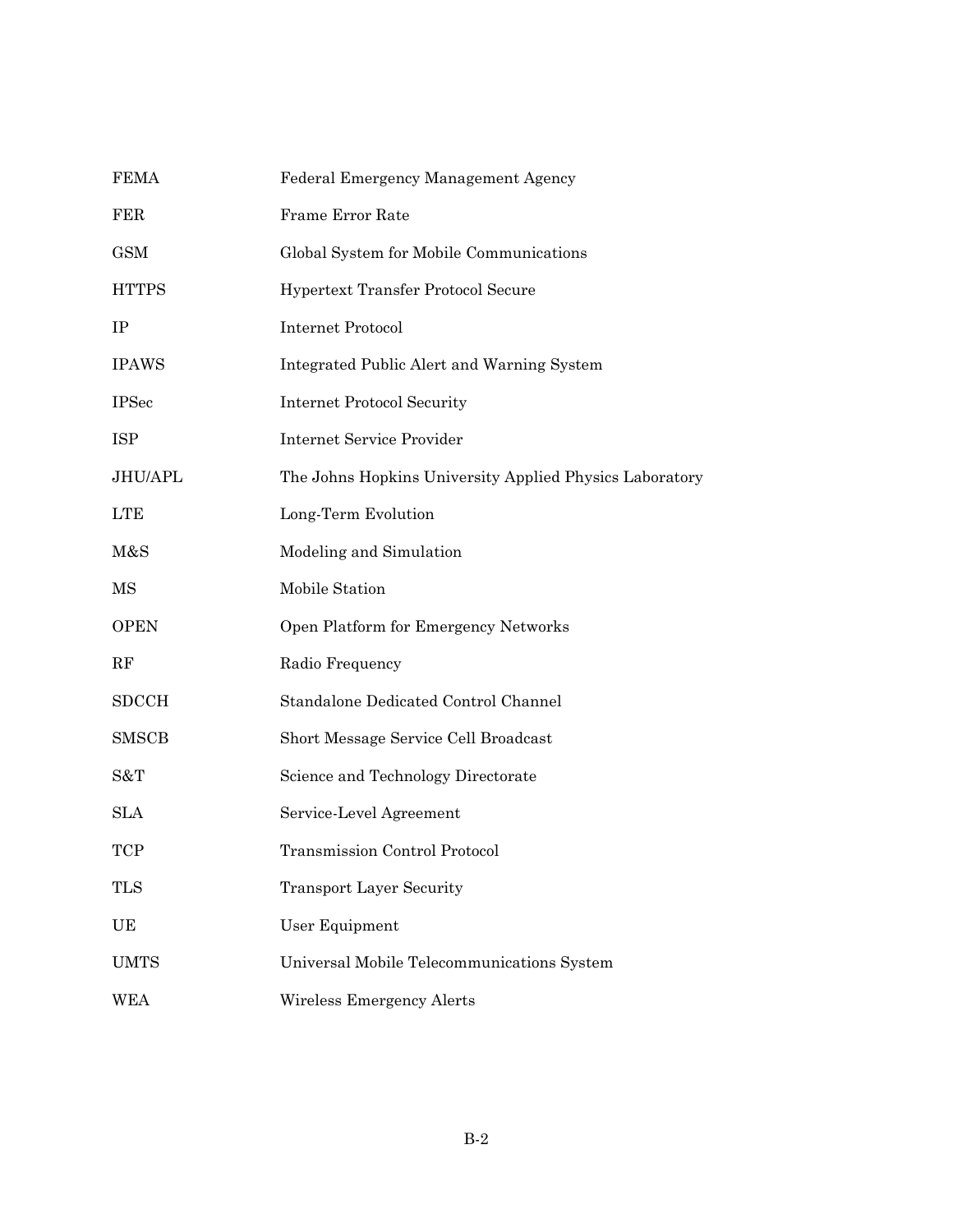| | |
|---|---|
| FEMA | Federal Emergency Management Agency |
| FER | Frame Error Rate |
| GSM | Global System for Mobile Communications |
| HTTPS | Hypertext Transfer Protocol Secure |
| IP | Internet Protocol |
| IPAWS | Integrated Public Alert and Warning System |
| IPSec | Internet Protocol Security |
| ISP | Internet Service Provider |
| JHU/APL | The Johns Hopkins University Applied Physics Laboratory |
| LTE | Long-Term Evolution |
| M&S | Modeling and Simulation |
| MS | Mobile Station |
| OPEN | Open Platform for Emergency Networks |
| RF | Radio Frequency |
| SDCCH | Standalone Dedicated Control Channel |
| SMSCB | Short Message Service Cell Broadcast |
| S&T | Science and Technology Directorate |
| SLA | Service-Level Agreement |
| TCP | Transmission Control Protocol |
| TLS | Transport Layer Security |
| UE | User Equipment |
| UMTS | Universal Mobile Telecommunications System |
| WEA | Wireless Emergency Alerts |